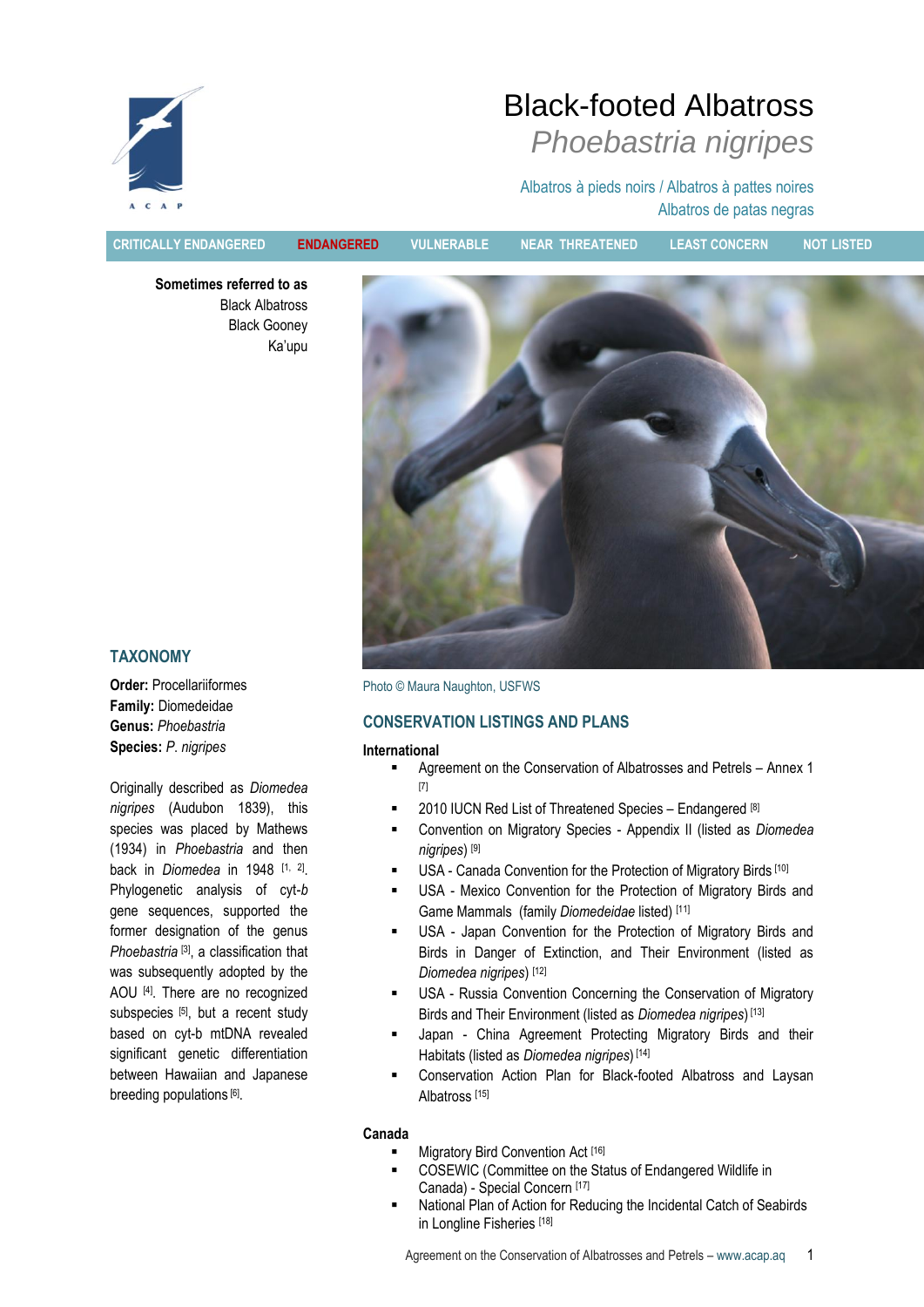# Black-footed Albatross

## *Phoebastria nigripes*

Albatros à pieds noirs / Albatros à pattes noires

Albatros de patas negras

CRITICALLY ENDANGERED | **ENDANGERED** | VULNERABLE | NEAR THREATENED | LEAST CONCERN | NOT LISTED

**Sometimes referred to as**

Black Albatross

Black Gooney

Ka'upu

Photo © Maura Naughton, USFWS

## TAXONOMY

**Order:** Procellariiformes

**Family:** Diomedeidae

**Genus:** *Phoebastria*

**Species:** *P. nigripes*

Originally described as *Diomedea nigripes* (Audubon 1839), this species was placed by Mathews (1934) in *Phoebastria* and then back in *Diomedea* in 1948 [1, 2]. Phylogenetic analysis of cyt-*b* gene sequences, supported the former designation of the genus *Phoebastria* [3], a classification that was subsequently adopted by the AOU [4]. There are no recognized subspecies [5], but a recent study based on cyt-b mtDNA revealed significant genetic differentiation between Hawaiian and Japanese breeding populations [6].

## CONSERVATION LISTINGS AND PLANS

**International**

- Agreement on the Conservation of Albatrosses and Petrels – Annex 1 [7]
- 2010 IUCN Red List of Threatened Species – Endangered [8]
- Convention on Migratory Species - Appendix II (listed as *Diomedea nigripes*) [9]
- USA - Canada Convention for the Protection of Migratory Birds [10]
- USA - Mexico Convention for the Protection of Migratory Birds and Game Mammals (family *Diomedeidae* listed) [11]
- USA - Japan Convention for the Protection of Migratory Birds and Birds in Danger of Extinction, and Their Environment (listed as *Diomedea nigripes*) [12]
- USA - Russia Convention Concerning the Conservation of Migratory Birds and Their Environment (listed as *Diomedea nigripes*) [13]
- Japan - China Agreement Protecting Migratory Birds and their Habitats (listed as *Diomedea nigripes*) [14]
- Conservation Action Plan for Black-footed Albatross and Laysan Albatross [15]

**Canada**

- Migratory Bird Convention Act [16]
- COSEWIC (Committee on the Status of Endangered Wildlife in Canada) - Special Concern [17]
- National Plan of Action for Reducing the Incidental Catch of Seabirds in Longline Fisheries [18]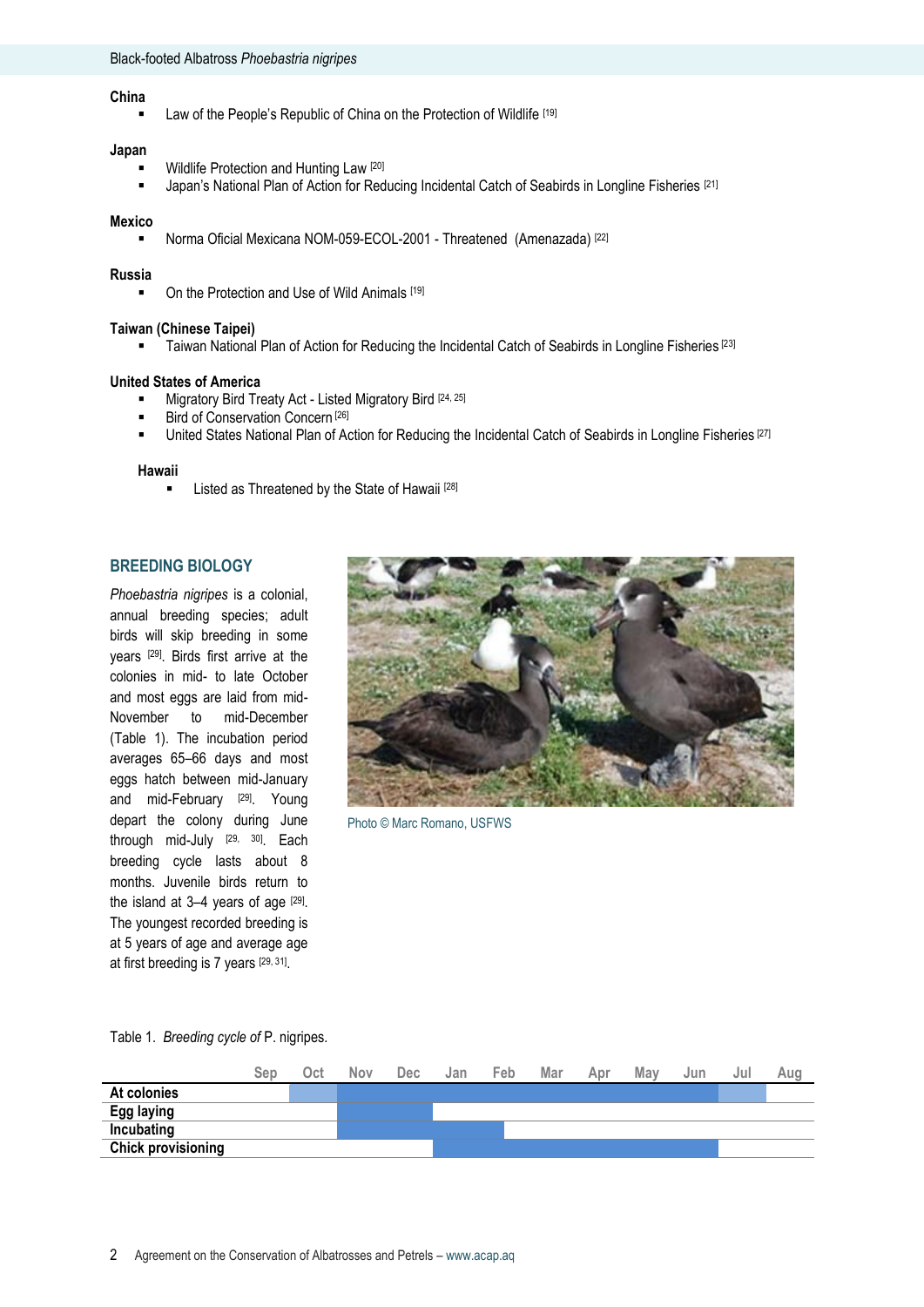**China**

- Law of the People's Republic of China on the Protection of Wildlife [19]

**Japan**

- Wildlife Protection and Hunting Law [20]
- Japan's National Plan of Action for Reducing Incidental Catch of Seabirds in Longline Fisheries [21]

**Mexico**

- Norma Oficial Mexicana NOM-059-ECOL-2001 - Threatened (Amenazada) [22]

**Russia**

- On the Protection and Use of Wild Animals [19]

**Taiwan (Chinese Taipei)**

- Taiwan National Plan of Action for Reducing the Incidental Catch of Seabirds in Longline Fisheries [23]

**United States of America**

- Migratory Bird Treaty Act - Listed Migratory Bird [24, 25]
- Bird of Conservation Concern [26]
- United States National Plan of Action for Reducing the Incidental Catch of Seabirds in Longline Fisheries [27]

**Hawaii**

- Listed as Threatened by the State of Hawaii [28]

## BREEDING BIOLOGY

*Phoebastria nigripes* is a colonial, annual breeding species; adult birds will skip breeding in some years [29]. Birds first arrive at the colonies in mid- to late October and most eggs are laid from mid-November to mid-December (Table 1). The incubation period averages 65–66 days and most eggs hatch between mid-January and mid-February [29]. Young depart the colony during June through mid-July [29, 30]. Each breeding cycle lasts about 8 months. Juvenile birds return to the island at 3–4 years of age [29]. The youngest recorded breeding is at 5 years of age and average age at first breeding is 7 years [29, 31].

Photo © Marc Romano, USFWS

Table 1. *Breeding cycle of* P. nigripes.

| | Sep | Oct | Nov | Dec | Jan | Feb | Mar | Apr | May | Jun | Jul | Aug |
|---|---|---|---|---|---|---|---|---|---|---|---|---|
| **At colonies** | | ■ | ■ | ■ | ■ | ■ | ■ | ■ | ■ | ■ | ■ | |
| **Egg laying** | | | ■ | ■ | | | | | | | | |
| **Incubating** | | | ■ | ■ | ■ | ■ | | | | | | |
| **Chick provisioning** | | | | | ■ | ■ | ■ | ■ | ■ | ■ | | |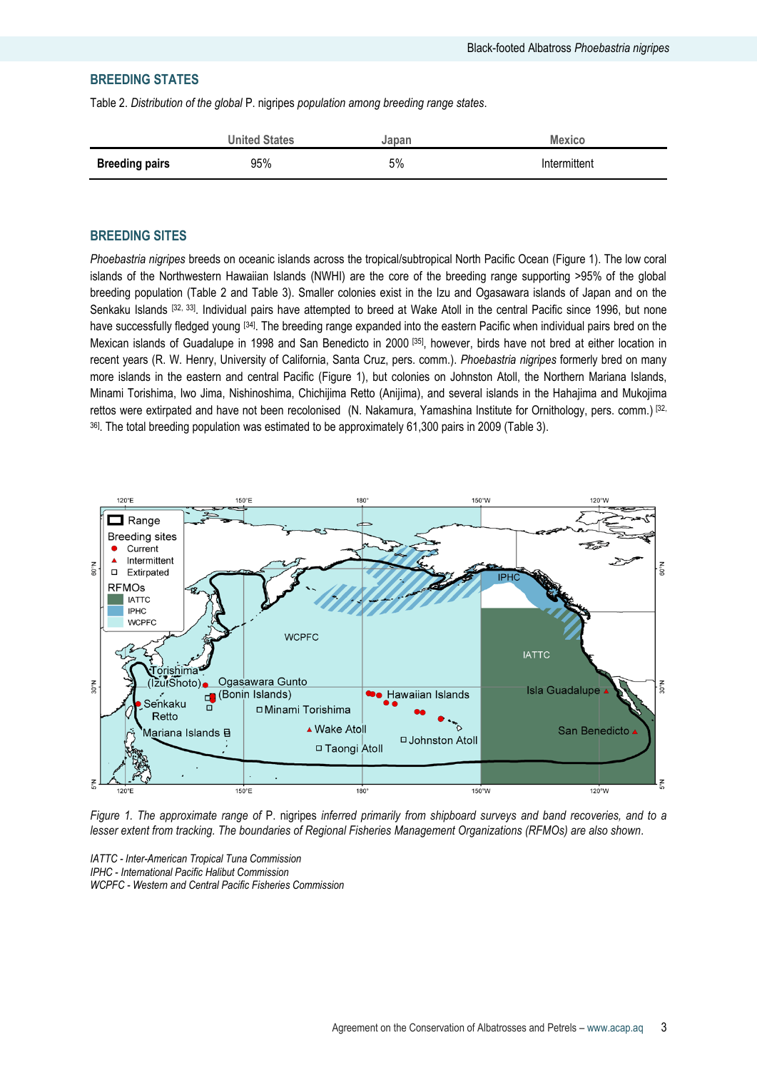## BREEDING STATES

Table 2. *Distribution of the global* P. nigripes *population among breeding range states.*

| | United States | Japan | Mexico |
|---|---|---|---|
| **Breeding pairs** | 95% | 5% | Intermittent |

## BREEDING SITES

*Phoebastria nigripes* breeds on oceanic islands across the tropical/subtropical North Pacific Ocean (Figure 1). The low coral islands of the Northwestern Hawaiian Islands (NWHI) are the core of the breeding range supporting >95% of the global breeding population (Table 2 and Table 3). Smaller colonies exist in the Izu and Ogasawara islands of Japan and on the Senkaku Islands [32, 33]. Individual pairs have attempted to breed at Wake Atoll in the central Pacific since 1996, but none have successfully fledged young [34]. The breeding range expanded into the eastern Pacific when individual pairs bred on the Mexican islands of Guadalupe in 1998 and San Benedicto in 2000 [35], however, birds have not bred at either location in recent years (R. W. Henry, University of California, Santa Cruz, pers. comm.). *Phoebastria nigripes* formerly bred on many more islands in the eastern and central Pacific (Figure 1), but colonies on Johnston Atoll, the Northern Mariana Islands, Minami Torishima, Iwo Jima, Nishinoshima, Chichijima Retto (Anijima), and several islands in the Hahajima and Mukojima rettos were extirpated and have not been recolonised (N. Nakamura, Yamashina Institute for Ornithology, pers. comm.) [32, 36]. The total breeding population was estimated to be approximately 61,300 pairs in 2009 (Table 3).

*Figure 1. The approximate range of* P. nigripes *inferred primarily from shipboard surveys and band recoveries, and to a lesser extent from tracking. The boundaries of Regional Fisheries Management Organizations (RFMOs) are also shown.*

*IATTC - Inter-American Tropical Tuna Commission*
*IPHC - International Pacific Halibut Commission*
*WCPFC - Western and Central Pacific Fisheries Commission*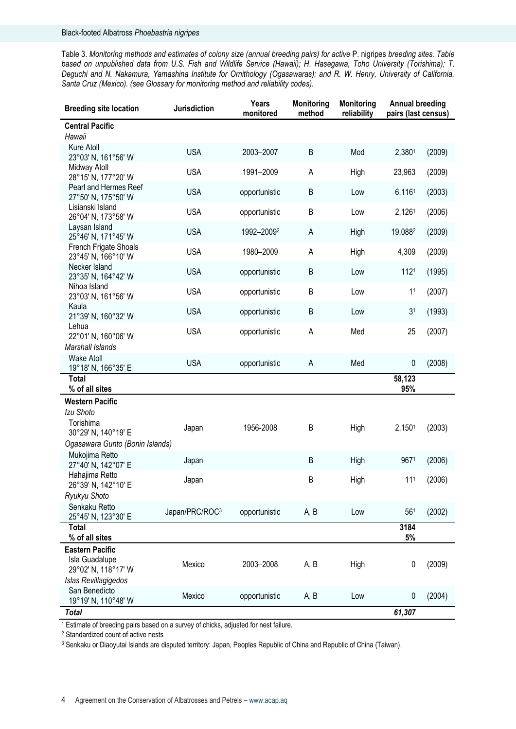Table 3. *Monitoring methods and estimates of colony size (annual breeding pairs) for active* P. nigripes *breeding sites. Table based on unpublished data from U.S. Fish and Wildlife Service (Hawaii); H. Hasegawa, Toho University (Torishima); T. Deguchi and N. Nakamura, Yamashina Institute for Ornithology (Ogasawaras); and R. W. Henry, University of California, Santa Cruz (Mexico). (see Glossary for monitoring method and reliability codes).*

| Breeding site location | Jurisdiction | Years monitored | Monitoring method | Monitoring reliability | Annual breeding pairs (last census) | |
|---|---|---|---|---|---|---|
| **Central Pacific** | | | | | | |
| *Hawaii* | | | | | | |
| Kure Atoll 23°03' N, 161°56' W | USA | 2003–2007 | B | Mod | 2,380[1] | (2009) |
| Midway Atoll 28°15' N, 177°20' W | USA | 1991–2009 | A | High | 23,963 | (2009) |
| Pearl and Hermes Reef 27°50' N, 175°50' W | USA | opportunistic | B | Low | 6,116[1] | (2003) |
| Lisianski Island 26°04' N, 173°58' W | USA | opportunistic | B | Low | 2,126[1] | (2006) |
| Laysan Island 25°46' N, 171°45' W | USA | 1992–2009[2] | A | High | 19,088[2] | (2009) |
| French Frigate Shoals 23°45' N, 166°10' W | USA | 1980–2009 | A | High | 4,309 | (2009) |
| Necker Island 23°35' N, 164°42' W | USA | opportunistic | B | Low | 112[1] | (1995) |
| Nihoa Island 23°03' N, 161°56' W | USA | opportunistic | B | Low | 1[1] | (2007) |
| Kaula 21°39' N, 160°32' W | USA | opportunistic | B | Low | 3[1] | (1993) |
| Lehua 22°01' N, 160°06' W | USA | opportunistic | A | Med | 25 | (2007) |
| *Marshall Islands* | | | | | | |
| Wake Atoll 19°18' N, 166°35' E | USA | opportunistic | A | Med | 0 | (2008) |
| **Total** | | | | | **58,123** | |
| **% of all sites** | | | | | **95%** | |
| **Western Pacific** | | | | | | |
| *Izu Shoto* | | | | | | |
| Torishima 30°29' N, 140°19' E | Japan | 1956-2008 | B | High | 2,150[1] | (2003) |
| *Ogasawara Gunto (Bonin Islands)* | | | | | | |
| Mukojima Retto 27°40' N, 142°07' E | Japan | | B | High | 967[1] | (2006) |
| Hahajima Retto 26°39' N, 142°10' E | Japan | | B | High | 11[1] | (2006) |
| *Ryukyu Shoto* | | | | | | |
| Senkaku Retto 25°45' N, 123°30' E | Japan/PRC/ROC[3] | opportunistic | A, B | Low | 56[1] | (2002) |
| **Total** | | | | | **3184** | |
| **% of all sites** | | | | | **5%** | |
| **Eastern Pacific** | | | | | | |
| Isla Guadalupe 29°02' N, 118°17' W | Mexico | 2003–2008 | A, B | High | 0 | (2009) |
| *Islas Revillagigedos* | | | | | | |
| San Benedicto 19°19' N, 110°48' W | Mexico | opportunistic | A, B | Low | 0 | (2004) |
| ***Total*** | | | | | ***61,307*** | |

[1] Estimate of breeding pairs based on a survey of chicks, adjusted for nest failure.

[2] Standardized count of active nests

[3] Senkaku or Diaoyutai Islands are disputed territory: Japan, Peoples Republic of China and Republic of China (Taiwan).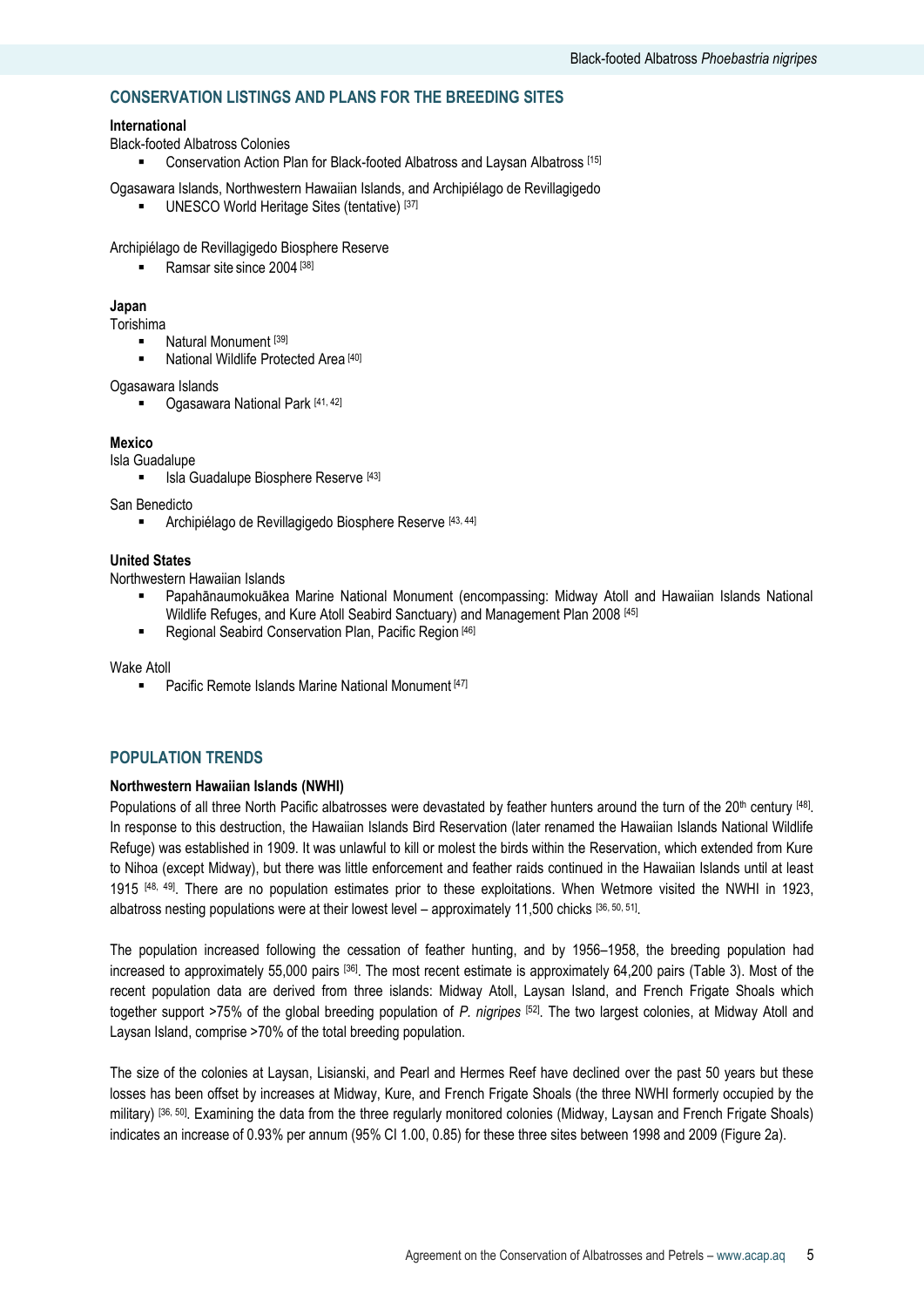## CONSERVATION LISTINGS AND PLANS FOR THE BREEDING SITES

**International**

Black-footed Albatross Colonies

- Conservation Action Plan for Black-footed Albatross and Laysan Albatross [15]

Ogasawara Islands, Northwestern Hawaiian Islands, and Archipiélago de Revillagigedo

- UNESCO World Heritage Sites (tentative) [37]

Archipiélago de Revillagigedo Biosphere Reserve

- Ramsar site since 2004 [38]

**Japan**

Torishima

- Natural Monument [39]
- National Wildlife Protected Area [40]

Ogasawara Islands

- Ogasawara National Park [41, 42]

**Mexico**

Isla Guadalupe

- Isla Guadalupe Biosphere Reserve [43]

San Benedicto

- Archipiélago de Revillagigedo Biosphere Reserve [43, 44]

**United States**

Northwestern Hawaiian Islands

- Papahānaumokuākea Marine National Monument (encompassing: Midway Atoll and Hawaiian Islands National Wildlife Refuges, and Kure Atoll Seabird Sanctuary) and Management Plan 2008 [45]
- Regional Seabird Conservation Plan, Pacific Region [46]

Wake Atoll

- Pacific Remote Islands Marine National Monument [47]

## POPULATION TRENDS

**Northwestern Hawaiian Islands (NWHI)**

Populations of all three North Pacific albatrosses were devastated by feather hunters around the turn of the 20th century [48]. In response to this destruction, the Hawaiian Islands Bird Reservation (later renamed the Hawaiian Islands National Wildlife Refuge) was established in 1909. It was unlawful to kill or molest the birds within the Reservation, which extended from Kure to Nihoa (except Midway), but there was little enforcement and feather raids continued in the Hawaiian Islands until at least 1915 [48, 49]. There are no population estimates prior to these exploitations. When Wetmore visited the NWHI in 1923, albatross nesting populations were at their lowest level – approximately 11,500 chicks [36, 50, 51].

The population increased following the cessation of feather hunting, and by 1956–1958, the breeding population had increased to approximately 55,000 pairs [36]. The most recent estimate is approximately 64,200 pairs (Table 3). Most of the recent population data are derived from three islands: Midway Atoll, Laysan Island, and French Frigate Shoals which together support >75% of the global breeding population of *P. nigripes* [52]. The two largest colonies, at Midway Atoll and Laysan Island, comprise >70% of the total breeding population.

The size of the colonies at Laysan, Lisianski, and Pearl and Hermes Reef have declined over the past 50 years but these losses has been offset by increases at Midway, Kure, and French Frigate Shoals (the three NWHI formerly occupied by the military) [36, 50]. Examining the data from the three regularly monitored colonies (Midway, Laysan and French Frigate Shoals) indicates an increase of 0.93% per annum (95% CI 1.00, 0.85) for these three sites between 1998 and 2009 (Figure 2a).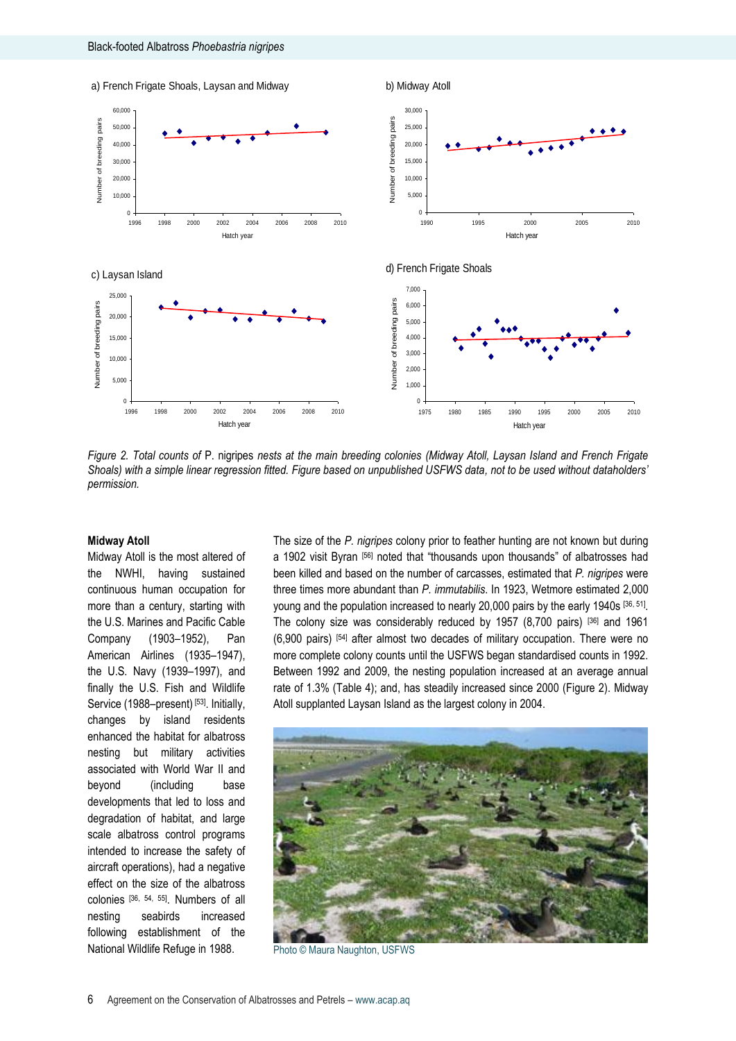Figure 2. *Total counts of* P. nigripes *nests at the main breeding colonies (Midway Atoll, Laysan Island and French Frigate Shoals) with a simple linear regression fitted. Figure based on unpublished USFWS data, not to be used without dataholders' permission.*

**Midway Atoll**

Midway Atoll is the most altered of the NWHI, having sustained continuous human occupation for more than a century, starting with the U.S. Marines and Pacific Cable Company (1903–1952), Pan American Airlines (1935–1947), the U.S. Navy (1939–1997), and finally the U.S. Fish and Wildlife Service (1988–present) [53]. Initially, changes by island residents enhanced the habitat for albatross nesting but military activities associated with World War II and beyond (including base developments that led to loss and degradation of habitat, and large scale albatross control programs intended to increase the safety of aircraft operations), had a negative effect on the size of the albatross colonies [36, 54, 55]. Numbers of all nesting seabirds increased following establishment of the National Wildlife Refuge in 1988.

The size of the *P. nigripes* colony prior to feather hunting are not known but during a 1902 visit Byran [56] noted that "thousands upon thousands" of albatrosses had been killed and based on the number of carcasses, estimated that *P. nigripes* were three times more abundant than *P. immutabilis*. In 1923, Wetmore estimated 2,000 young and the population increased to nearly 20,000 pairs by the early 1940s [36, 51]. The colony size was considerably reduced by 1957 (8,700 pairs) [36] and 1961 (6,900 pairs) [54] after almost two decades of military occupation. There were no more complete colony counts until the USFWS began standardised counts in 1992. Between 1992 and 2009, the nesting population increased at an average annual rate of 1.3% (Table 4); and, has steadily increased since 2000 (Figure 2). Midway Atoll supplanted Laysan Island as the largest colony in 2004.

Photo © Maura Naughton, USFWS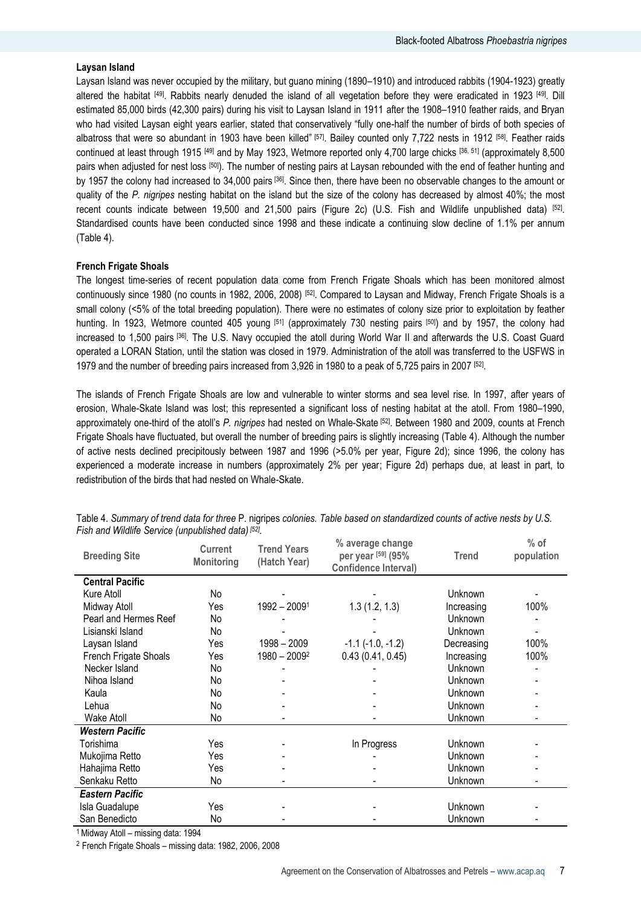### Laysan Island

Laysan Island was never occupied by the military, but guano mining (1890–1910) and introduced rabbits (1904-1923) greatly altered the habitat [49]. Rabbits nearly denuded the island of all vegetation before they were eradicated in 1923 [49]. Dill estimated 85,000 birds (42,300 pairs) during his visit to Laysan Island in 1911 after the 1908–1910 feather raids, and Bryan who had visited Laysan eight years earlier, stated that conservatively "fully one-half the number of birds of both species of albatross that were so abundant in 1903 have been killed" [57]. Bailey counted only 7,722 nests in 1912 [58]. Feather raids continued at least through 1915 [49] and by May 1923, Wetmore reported only 4,700 large chicks [36, 51] (approximately 8,500 pairs when adjusted for nest loss [50]). The number of nesting pairs at Laysan rebounded with the end of feather hunting and by 1957 the colony had increased to 34,000 pairs [36]. Since then, there have been no observable changes to the amount or quality of the *P. nigripes* nesting habitat on the island but the size of the colony has decreased by almost 40%; the most recent counts indicate between 19,500 and 21,500 pairs (Figure 2c) (U.S. Fish and Wildlife unpublished data) [52]. Standardised counts have been conducted since 1998 and these indicate a continuing slow decline of 1.1% per annum (Table 4).

### French Frigate Shoals

The longest time-series of recent population data come from French Frigate Shoals which has been monitored almost continuously since 1980 (no counts in 1982, 2006, 2008) [52]. Compared to Laysan and Midway, French Frigate Shoals is a small colony (<5% of the total breeding population). There were no estimates of colony size prior to exploitation by feather hunting. In 1923, Wetmore counted 405 young [51] (approximately 730 nesting pairs [50]) and by 1957, the colony had increased to 1,500 pairs [36]. The U.S. Navy occupied the atoll during World War II and afterwards the U.S. Coast Guard operated a LORAN Station, until the station was closed in 1979. Administration of the atoll was transferred to the USFWS in 1979 and the number of breeding pairs increased from 3,926 in 1980 to a peak of 5,725 pairs in 2007 [52].

The islands of French Frigate Shoals are low and vulnerable to winter storms and sea level rise. In 1997, after years of erosion, Whale-Skate Island was lost; this represented a significant loss of nesting habitat at the atoll. From 1980–1990, approximately one-third of the atoll's *P. nigripes* had nested on Whale-Skate [52]. Between 1980 and 2009, counts at French Frigate Shoals have fluctuated, but overall the number of breeding pairs is slightly increasing (Table 4). Although the number of active nests declined precipitously between 1987 and 1996 (>5.0% per year, Figure 2d); since 1996, the colony has experienced a moderate increase in numbers (approximately 2% per year; Figure 2d) perhaps due, at least in part, to redistribution of the birds that had nested on Whale-Skate.

Table 4. *Summary of trend data for three* P. nigripes *colonies. Table based on standardized counts of active nests by U.S. Fish and Wildlife Service (unpublished data)* [52].

| Breeding Site | Current Monitoring | Trend Years (Hatch Year) | % average change per year [59] (95% Confidence Interval) | Trend | % of population |
|---|---|---|---|---|---|
| **Central Pacific** | | | | | |
| Kure Atoll | No | - | - | Unknown | - |
| Midway Atoll | Yes | 1992 – 2009[1] | 1.3 (1.2, 1.3) | Increasing | 100% |
| Pearl and Hermes Reef | No | - | - | Unknown | - |
| Lisianski Island | No | - | - | Unknown | - |
| Laysan Island | Yes | 1998 – 2009 | -1.1 (-1.0, -1.2) | Decreasing | 100% |
| French Frigate Shoals | Yes | 1980 – 2009[2] | 0.43 (0.41, 0.45) | Increasing | 100% |
| Necker Island | No | - | - | Unknown | - |
| Nihoa Island | No | - | - | Unknown | - |
| Kaula | No | - | - | Unknown | - |
| Lehua | No | - | - | Unknown | - |
| Wake Atoll | No | - | - | Unknown | - |
| ***Western Pacific*** | | | | | |
| Torishima | Yes | - | In Progress | Unknown | - |
| Mukojima Retto | Yes | - | - | Unknown | - |
| Hahajima Retto | Yes | - | - | Unknown | - |
| Senkaku Retto | No | - | - | Unknown | - |
| ***Eastern Pacific*** | | | | | |
| Isla Guadalupe | Yes | - | - | Unknown | - |
| San Benedicto | No | - | - | Unknown | - |

[1] Midway Atoll – missing data: 1994

[2] French Frigate Shoals – missing data: 1982, 2006, 2008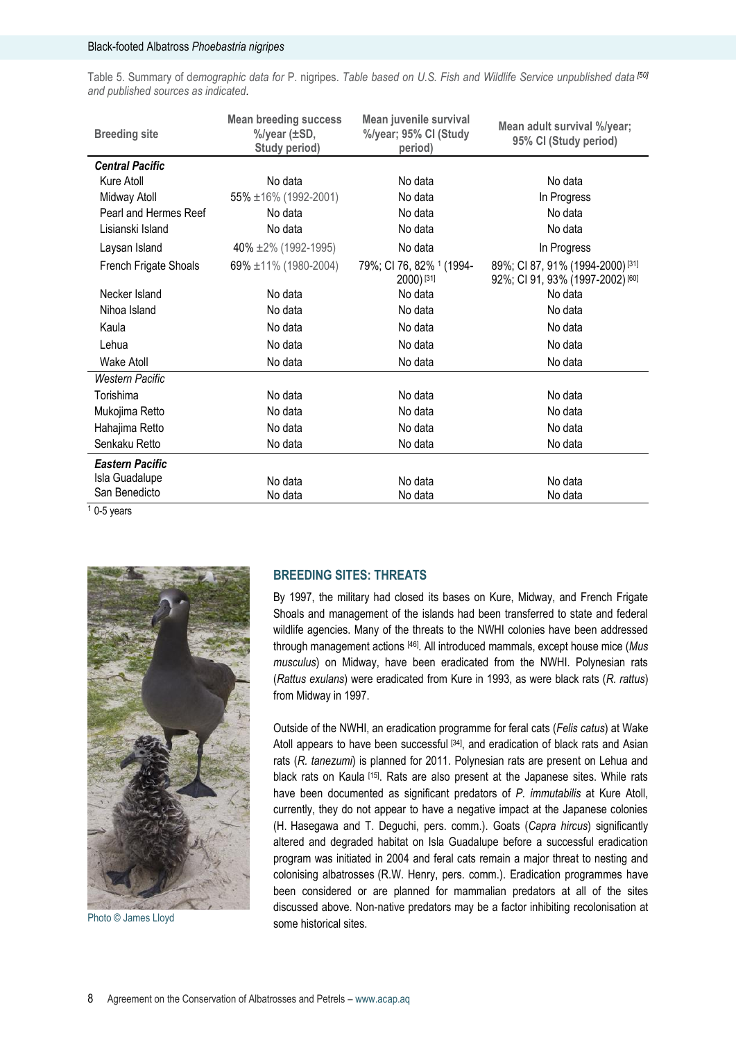Table 5. Summary of d*emographic data for* P. nigripes*. Table based on U.S. Fish and Wildlife Service unpublished data* [50] *and published sources as indicated.*

| Breeding site | Mean breeding success %/year (±SD, Study period) | Mean juvenile survival %/year; 95% CI (Study period) | Mean adult survival %/year; 95% CI (Study period) |
|---|---|---|---|
| ***Central Pacific*** | | | |
| Kure Atoll | No data | No data | No data |
| Midway Atoll | 55% ±16% (1992-2001) | No data | In Progress |
| Pearl and Hermes Reef | No data | No data | No data |
| Lisianski Island | No data | No data | No data |
| Laysan Island | 40% ±2% (1992-1995) | No data | In Progress |
| French Frigate Shoals | 69% ±11% (1980-2004) | 79%; CI 76, 82% [1] (1994-2000) [31] | 89%; CI 87, 91% (1994-2000) [31] 92%; CI 91, 93% (1997-2002) [60] |
| Necker Island | No data | No data | No data |
| Nihoa Island | No data | No data | No data |
| Kaula | No data | No data | No data |
| Lehua | No data | No data | No data |
| Wake Atoll | No data | No data | No data |
| *Western Pacific* | | | |
| Torishima | No data | No data | No data |
| Mukojima Retto | No data | No data | No data |
| Hahajima Retto | No data | No data | No data |
| Senkaku Retto | No data | No data | No data |
| ***Eastern Pacific*** | | | |
| Isla Guadalupe | No data | No data | No data |
| San Benedicto | No data | No data | No data |

[1] 0-5 years

Photo © James Lloyd

## BREEDING SITES: THREATS

By 1997, the military had closed its bases on Kure, Midway, and French Frigate Shoals and management of the islands had been transferred to state and federal wildlife agencies. Many of the threats to the NWHI colonies have been addressed through management actions [46]. All introduced mammals, except house mice (*Mus musculus*) on Midway, have been eradicated from the NWHI. Polynesian rats (*Rattus exulans*) were eradicated from Kure in 1993, as were black rats (*R. rattus*) from Midway in 1997.

Outside of the NWHI, an eradication programme for feral cats (*Felis catus*) at Wake Atoll appears to have been successful [34], and eradication of black rats and Asian rats (*R. tanezumi*) is planned for 2011. Polynesian rats are present on Lehua and black rats on Kaula [15]. Rats are also present at the Japanese sites. While rats have been documented as significant predators of *P. immutabilis* at Kure Atoll, currently, they do not appear to have a negative impact at the Japanese colonies (H. Hasegawa and T. Deguchi, pers. comm.). Goats (*Capra hircus*) significantly altered and degraded habitat on Isla Guadalupe before a successful eradication program was initiated in 2004 and feral cats remain a major threat to nesting and colonising albatrosses (R.W. Henry, pers. comm.). Eradication programmes have been considered or are planned for mammalian predators at all of the sites discussed above. Non-native predators may be a factor inhibiting recolonisation at some historical sites.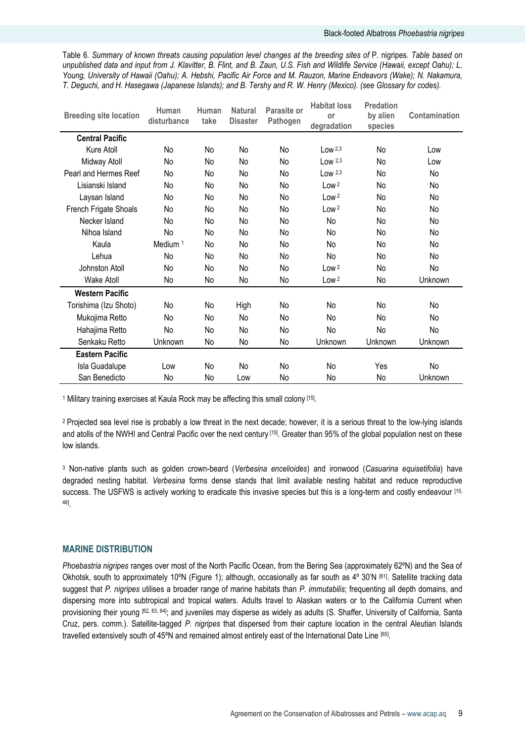Table 6. *Summary of known threats causing population level changes at the breeding sites of* P. nigripes. *Table based on unpublished data and input from J. Klavitter, B. Flint, and B. Zaun, U.S. Fish and Wildlife Service (Hawaii, except Oahu); L. Young, University of Hawaii (Oahu); A. Hebshi, Pacific Air Force and M. Rauzon, Marine Endeavors (Wake); N. Nakamura, T. Deguchi, and H. Hasegawa (Japanese Islands); and B. Tershy and R. W. Henry (Mexico). (see Glossary for codes).*

| Breeding site location | Human disturbance | Human take | Natural Disaster | Parasite or Pathogen | Habitat loss or degradation | Predation by alien species | Contamination |
|---|---|---|---|---|---|---|---|
| **Central Pacific** | | | | | | | |
| Kure Atoll | No | No | No | No | Low [2,3] | No | Low |
| Midway Atoll | No | No | No | No | Low [2,3] | No | Low |
| Pearl and Hermes Reef | No | No | No | No | Low [2,3] | No | No |
| Lisianski Island | No | No | No | No | Low [2] | No | No |
| Laysan Island | No | No | No | No | Low [2] | No | No |
| French Frigate Shoals | No | No | No | No | Low [2] | No | No |
| Necker Island | No | No | No | No | No | No | No |
| Nihoa Island | No | No | No | No | No | No | No |
| Kaula | Medium [1] | No | No | No | No | No | No |
| Lehua | No | No | No | No | No | No | No |
| Johnston Atoll | No | No | No | No | Low [2] | No | No |
| Wake Atoll | No | No | No | No | Low [2] | No | Unknown |
| **Western Pacific** | | | | | | | |
| Torishima (Izu Shoto) | No | No | High | No | No | No | No |
| Mukojima Retto | No | No | No | No | No | No | No |
| Hahajima Retto | No | No | No | No | No | No | No |
| Senkaku Retto | Unknown | No | No | No | Unknown | Unknown | Unknown |
| **Eastern Pacific** | | | | | | | |
| Isla Guadalupe | Low | No | No | No | No | Yes | No |
| San Benedicto | No | No | Low | No | No | No | Unknown |

[1] Military training exercises at Kaula Rock may be affecting this small colony [15].

[2] Projected sea level rise is probably a low threat in the next decade; however, it is a serious threat to the low-lying islands and atolls of the NWHI and Central Pacific over the next century [15]. Greater than 95% of the global population nest on these low islands.

[3] Non-native plants such as golden crown-beard (*Verbesina encelioides*) and ironwood (*Casuarina equisetifolia*) have degraded nesting habitat. *Verbesina* forms dense stands that limit available nesting habitat and reduce reproductive success. The USFWS is actively working to eradicate this invasive species but this is a long-term and costly endeavour [15, 46].

## MARINE DISTRIBUTION

*Phoebastria nigripes* ranges over most of the North Pacific Ocean, from the Bering Sea (approximately 62ºN) and the Sea of Okhotsk, south to approximately 10ºN (Figure 1); although, occasionally as far south as 4º 30'N [61]. Satellite tracking data suggest that *P. nigripes* utilises a broader range of marine habitats than *P. immutabilis*; frequenting all depth domains, and dispersing more into subtropical and tropical waters. Adults travel to Alaskan waters or to the California Current when provisioning their young [62, 63, 64]; and juveniles may disperse as widely as adults (S. Shaffer, University of California, Santa Cruz, pers. comm.). Satellite-tagged *P. nigripes* that dispersed from their capture location in the central Aleutian Islands travelled extensively south of 45ºN and remained almost entirely east of the International Date Line [65].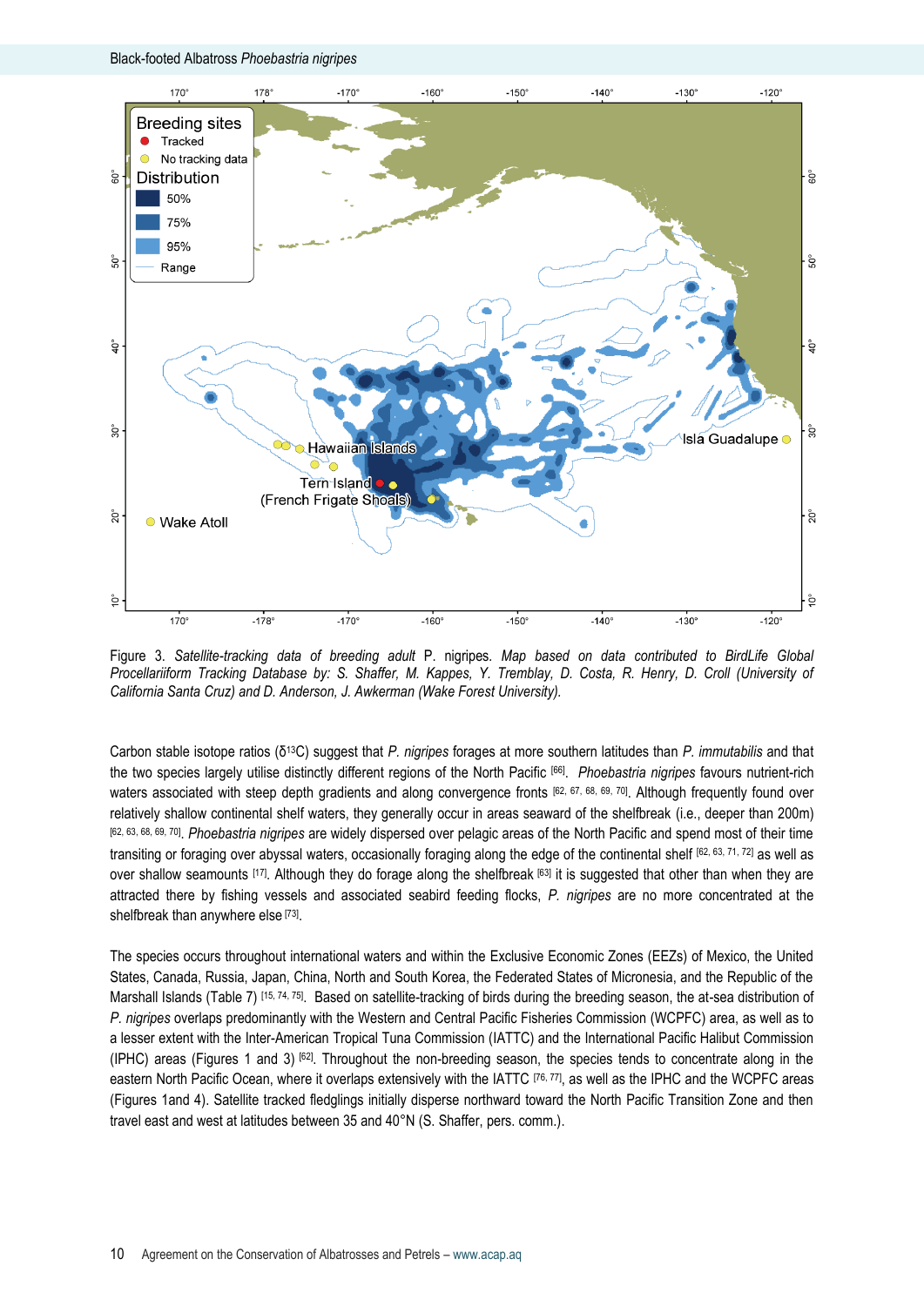Figure 3. *Satellite-tracking data of breeding adult* P. nigripes. *Map based on data contributed to BirdLife Global Procellariiform Tracking Database by: S. Shaffer, M. Kappes, Y. Tremblay, D. Costa, R. Henry, D. Croll (University of California Santa Cruz) and D. Anderson, J. Awkerman (Wake Forest University).*

Carbon stable isotope ratios ($\delta^{13}C$) suggest that *P. nigripes* forages at more southern latitudes than *P. immutabilis* and that the two species largely utilise distinctly different regions of the North Pacific [66]. *Phoebastria nigripes* favours nutrient-rich waters associated with steep depth gradients and along convergence fronts [62, 67, 68, 69, 70]. Although frequently found over relatively shallow continental shelf waters, they generally occur in areas seaward of the shelfbreak (i.e., deeper than 200m) [62, 63, 68, 69, 70]. *Phoebastria nigripes* are widely dispersed over pelagic areas of the North Pacific and spend most of their time transiting or foraging over abyssal waters, occasionally foraging along the edge of the continental shelf [62, 63, 71, 72] as well as over shallow seamounts [17]. Although they do forage along the shelfbreak [63] it is suggested that other than when they are attracted there by fishing vessels and associated seabird feeding flocks, *P. nigripes* are no more concentrated at the shelfbreak than anywhere else [73].

The species occurs throughout international waters and within the Exclusive Economic Zones (EEZs) of Mexico, the United States, Canada, Russia, Japan, China, North and South Korea, the Federated States of Micronesia, and the Republic of the Marshall Islands (Table 7) [15, 74, 75]. Based on satellite-tracking of birds during the breeding season, the at-sea distribution of *P. nigripes* overlaps predominantly with the Western and Central Pacific Fisheries Commission (WCPFC) area, as well as to a lesser extent with the Inter-American Tropical Tuna Commission (IATTC) and the International Pacific Halibut Commission (IPHC) areas (Figures 1 and 3) [62]. Throughout the non-breeding season, the species tends to concentrate along in the eastern North Pacific Ocean, where it overlaps extensively with the IATTC [76, 77], as well as the IPHC and the WCPFC areas (Figures 1and 4). Satellite tracked fledglings initially disperse northward toward the North Pacific Transition Zone and then travel east and west at latitudes between 35 and 40°N (S. Shaffer, pers. comm.).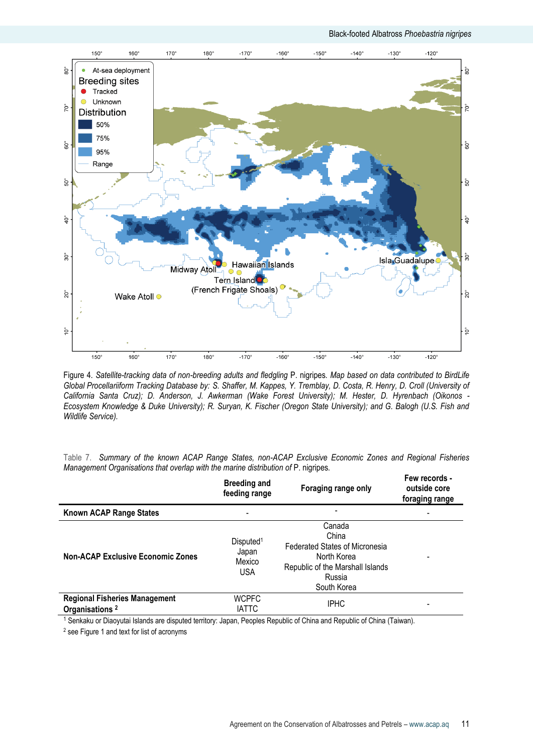Figure 4. *Satellite-tracking data of non-breeding adults and fledgling* P. nigripes. *Map based on data contributed to BirdLife Global Procellariiform Tracking Database by: S. Shaffer, M. Kappes, Y. Tremblay, D. Costa, R. Henry, D. Croll (University of California Santa Cruz); D. Anderson, J. Awkerman (Wake Forest University); M. Hester, D. Hyrenbach (Oikonos - Ecosystem Knowledge & Duke University); R. Suryan, K. Fischer (Oregon State University); and G. Balogh (U.S. Fish and Wildlife Service).*

Table 7. *Summary of the known ACAP Range States, non-ACAP Exclusive Economic Zones and Regional Fisheries Management Organisations that overlap with the marine distribution of* P. nigripes.

| | Breeding and feeding range | Foraging range only | Few records - outside core foraging range |
|---|---|---|---|
| **Known ACAP Range States** | - | - | - |
| **Non-ACAP Exclusive Economic Zones** | Disputed[1]<br>Japan<br>Mexico<br>USA | Canada<br>China<br>Federated States of Micronesia<br>North Korea<br>Republic of the Marshall Islands<br>Russia<br>South Korea | - |
| **Regional Fisheries Management Organisations [2]** | WCPFC<br>IATTC | IPHC | - |

[1] Senkaku or Diaoyutai Islands are disputed territory: Japan, Peoples Republic of China and Republic of China (Taiwan).

[2] see Figure 1 and text for list of acronyms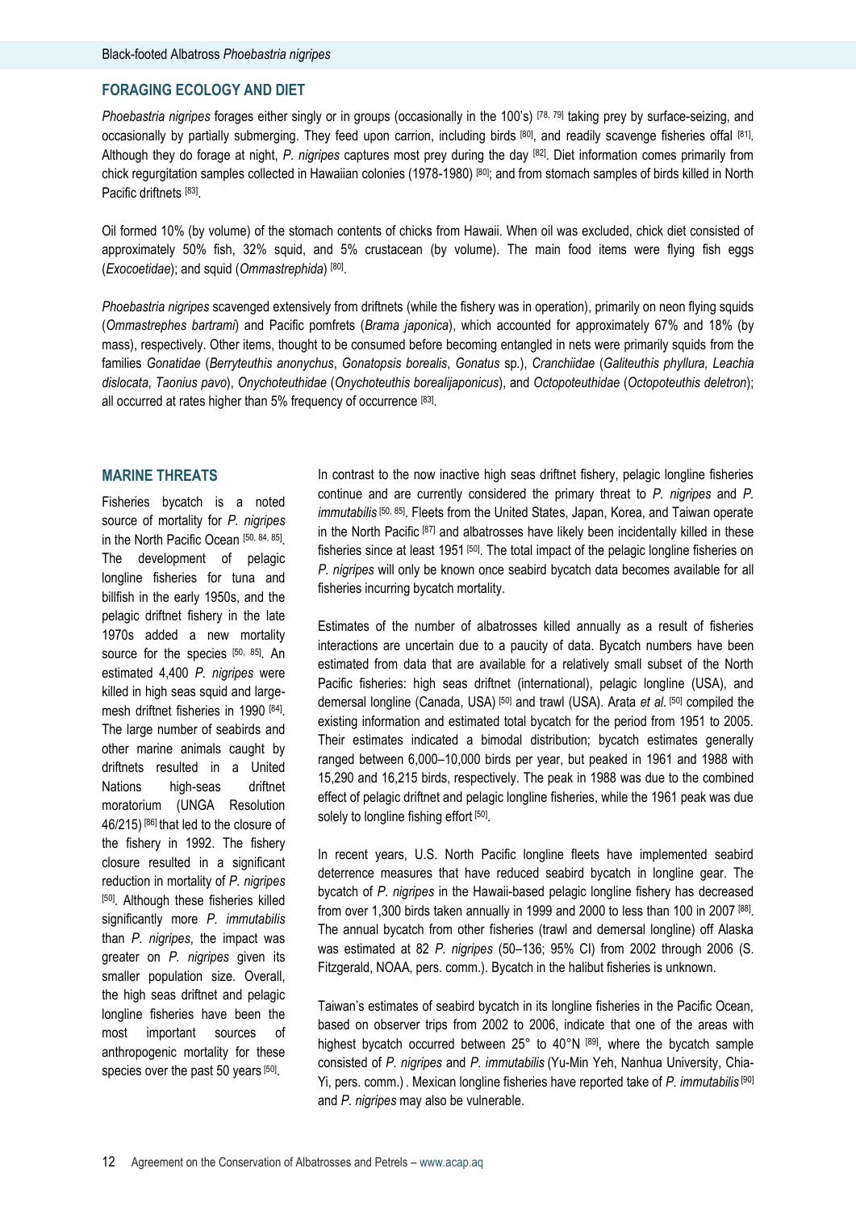## FORAGING ECOLOGY AND DIET

*Phoebastria nigripes* forages either singly or in groups (occasionally in the 100's) [78, 79] taking prey by surface-seizing, and occasionally by partially submerging. They feed upon carrion, including birds [80], and readily scavenge fisheries offal [81]. Although they do forage at night, *P. nigripes* captures most prey during the day [82]. Diet information comes primarily from chick regurgitation samples collected in Hawaiian colonies (1978-1980) [80]; and from stomach samples of birds killed in North Pacific driftnets [83].

Oil formed 10% (by volume) of the stomach contents of chicks from Hawaii. When oil was excluded, chick diet consisted of approximately 50% fish, 32% squid, and 5% crustacean (by volume). The main food items were flying fish eggs (*Exocoetidae*); and squid (*Ommastrephida*) [80].

*Phoebastria nigripes* scavenged extensively from driftnets (while the fishery was in operation), primarily on neon flying squids (*Ommastrephes bartrami*) and Pacific pomfrets (*Brama japonica*), which accounted for approximately 67% and 18% (by mass), respectively. Other items, thought to be consumed before becoming entangled in nets were primarily squids from the families *Gonatidae* (*Berryteuthis anonychus*, *Gonatopsis borealis*, *Gonatus* sp.), *Cranchiidae* (*Galiteuthis phyllura, Leachia dislocata*, *Taonius pavo*), *Onychoteuthidae* (*Onychoteuthis borealijaponicus*), and *Octopoteuthidae* (*Octopoteuthis deletron*); all occurred at rates higher than 5% frequency of occurrence [83].

## MARINE THREATS

Fisheries bycatch is a noted source of mortality for *P. nigripes* in the North Pacific Ocean [50, 84, 85]. The development of pelagic longline fisheries for tuna and billfish in the early 1950s, and the pelagic driftnet fishery in the late 1970s added a new mortality source for the species [50, 85]. An estimated 4,400 *P. nigripes* were killed in high seas squid and large-mesh driftnet fisheries in 1990 [84]. The large number of seabirds and other marine animals caught by driftnets resulted in a United Nations high-seas driftnet moratorium (UNGA Resolution 46/215) [86] that led to the closure of the fishery in 1992. The fishery closure resulted in a significant reduction in mortality of *P. nigripes* [50]. Although these fisheries killed significantly more *P. immutabilis* than *P. nigripes*, the impact was greater on *P. nigripes* given its smaller population size. Overall, the high seas driftnet and pelagic longline fisheries have been the most important sources of anthropogenic mortality for these species over the past 50 years [50].

In contrast to the now inactive high seas driftnet fishery, pelagic longline fisheries continue and are currently considered the primary threat to *P. nigripes* and *P. immutabilis* [50, 85]. Fleets from the United States, Japan, Korea, and Taiwan operate in the North Pacific [87] and albatrosses have likely been incidentally killed in these fisheries since at least 1951 [50]. The total impact of the pelagic longline fisheries on *P. nigripes* will only be known once seabird bycatch data becomes available for all fisheries incurring bycatch mortality.

Estimates of the number of albatrosses killed annually as a result of fisheries interactions are uncertain due to a paucity of data. Bycatch numbers have been estimated from data that are available for a relatively small subset of the North Pacific fisheries: high seas driftnet (international), pelagic longline (USA), and demersal longline (Canada, USA) [50] and trawl (USA). Arata *et al*. [50] compiled the existing information and estimated total bycatch for the period from 1951 to 2005. Their estimates indicated a bimodal distribution; bycatch estimates generally ranged between 6,000–10,000 birds per year, but peaked in 1961 and 1988 with 15,290 and 16,215 birds, respectively. The peak in 1988 was due to the combined effect of pelagic driftnet and pelagic longline fisheries, while the 1961 peak was due solely to longline fishing effort [50].

In recent years, U.S. North Pacific longline fleets have implemented seabird deterrence measures that have reduced seabird bycatch in longline gear. The bycatch of *P. nigripes* in the Hawaii-based pelagic longline fishery has decreased from over 1,300 birds taken annually in 1999 and 2000 to less than 100 in 2007 [88]. The annual bycatch from other fisheries (trawl and demersal longline) off Alaska was estimated at 82 *P. nigripes* (50–136; 95% CI) from 2002 through 2006 (S. Fitzgerald, NOAA, pers. comm.). Bycatch in the halibut fisheries is unknown.

Taiwan's estimates of seabird bycatch in its longline fisheries in the Pacific Ocean, based on observer trips from 2002 to 2006, indicate that one of the areas with highest bycatch occurred between 25° to 40°N [89], where the bycatch sample consisted of *P. nigripes* and *P. immutabilis* (Yu-Min Yeh, Nanhua University, Chia-Yi, pers. comm.) . Mexican longline fisheries have reported take of *P. immutabilis* [90] and *P. nigripes* may also be vulnerable.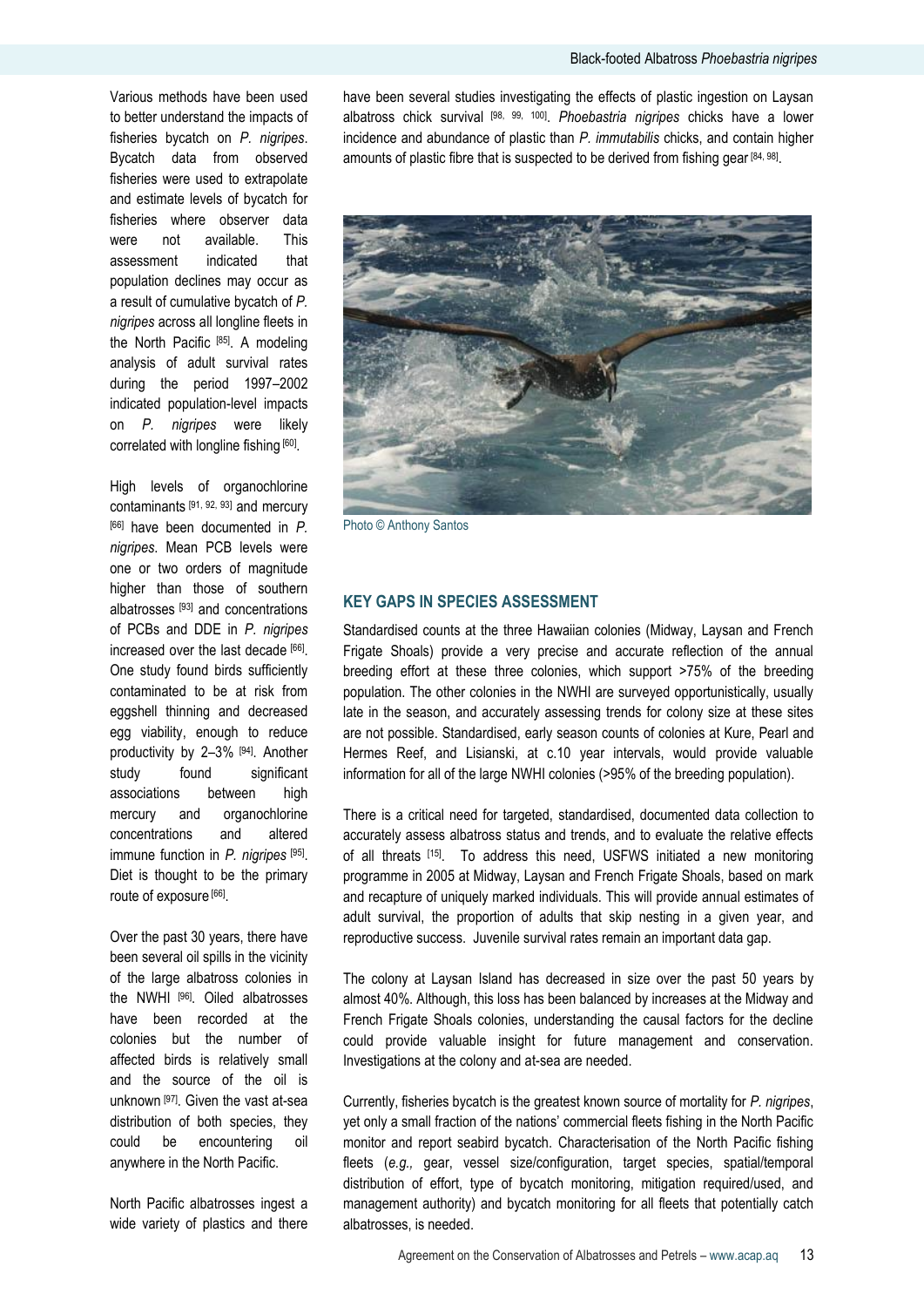Various methods have been used to better understand the impacts of fisheries bycatch on *P. nigripes*. Bycatch data from observed fisheries were used to extrapolate and estimate levels of bycatch for fisheries where observer data were not available. This assessment indicated that population declines may occur as a result of cumulative bycatch of *P. nigripes* across all longline fleets in the North Pacific [85]. A modeling analysis of adult survival rates during the period 1997–2002 indicated population-level impacts on *P. nigripes* were likely correlated with longline fishing [60].

High levels of organochlorine contaminants [91, 92, 93] and mercury [66] have been documented in *P. nigripes*. Mean PCB levels were one or two orders of magnitude higher than those of southern albatrosses [93] and concentrations of PCBs and DDE in *P. nigripes* increased over the last decade [66]. One study found birds sufficiently contaminated to be at risk from eggshell thinning and decreased egg viability, enough to reduce productivity by 2–3% [94]. Another study found significant associations between high mercury and organochlorine concentrations and altered immune function in *P. nigripes* [95]. Diet is thought to be the primary route of exposure [66].

Over the past 30 years, there have been several oil spills in the vicinity of the large albatross colonies in the NWHI [96]. Oiled albatrosses have been recorded at the colonies but the number of affected birds is relatively small and the source of the oil is unknown [97]. Given the vast at-sea distribution of both species, they could be encountering oil anywhere in the North Pacific.

North Pacific albatrosses ingest a wide variety of plastics and there have been several studies investigating the effects of plastic ingestion on Laysan albatross chick survival [98, 99, 100]. *Phoebastria nigripes* chicks have a lower incidence and abundance of plastic than *P. immutabilis* chicks, and contain higher amounts of plastic fibre that is suspected to be derived from fishing gear [84, 98].

Photo © Anthony Santos

## KEY GAPS IN SPECIES ASSESSMENT

Standardised counts at the three Hawaiian colonies (Midway, Laysan and French Frigate Shoals) provide a very precise and accurate reflection of the annual breeding effort at these three colonies, which support >75% of the breeding population. The other colonies in the NWHI are surveyed opportunistically, usually late in the season, and accurately assessing trends for colony size at these sites are not possible. Standardised, early season counts of colonies at Kure, Pearl and Hermes Reef, and Lisianski, at c.10 year intervals, would provide valuable information for all of the large NWHI colonies (>95% of the breeding population).

There is a critical need for targeted, standardised, documented data collection to accurately assess albatross status and trends, and to evaluate the relative effects of all threats [15]. To address this need, USFWS initiated a new monitoring programme in 2005 at Midway, Laysan and French Frigate Shoals, based on mark and recapture of uniquely marked individuals. This will provide annual estimates of adult survival, the proportion of adults that skip nesting in a given year, and reproductive success. Juvenile survival rates remain an important data gap.

The colony at Laysan Island has decreased in size over the past 50 years by almost 40%. Although, this loss has been balanced by increases at the Midway and French Frigate Shoals colonies, understanding the causal factors for the decline could provide valuable insight for future management and conservation. Investigations at the colony and at-sea are needed.

Currently, fisheries bycatch is the greatest known source of mortality for *P. nigripes*, yet only a small fraction of the nations' commercial fleets fishing in the North Pacific monitor and report seabird bycatch. Characterisation of the North Pacific fishing fleets (*e.g.,* gear, vessel size/configuration, target species, spatial/temporal distribution of effort, type of bycatch monitoring, mitigation required/used, and management authority) and bycatch monitoring for all fleets that potentially catch albatrosses, is needed.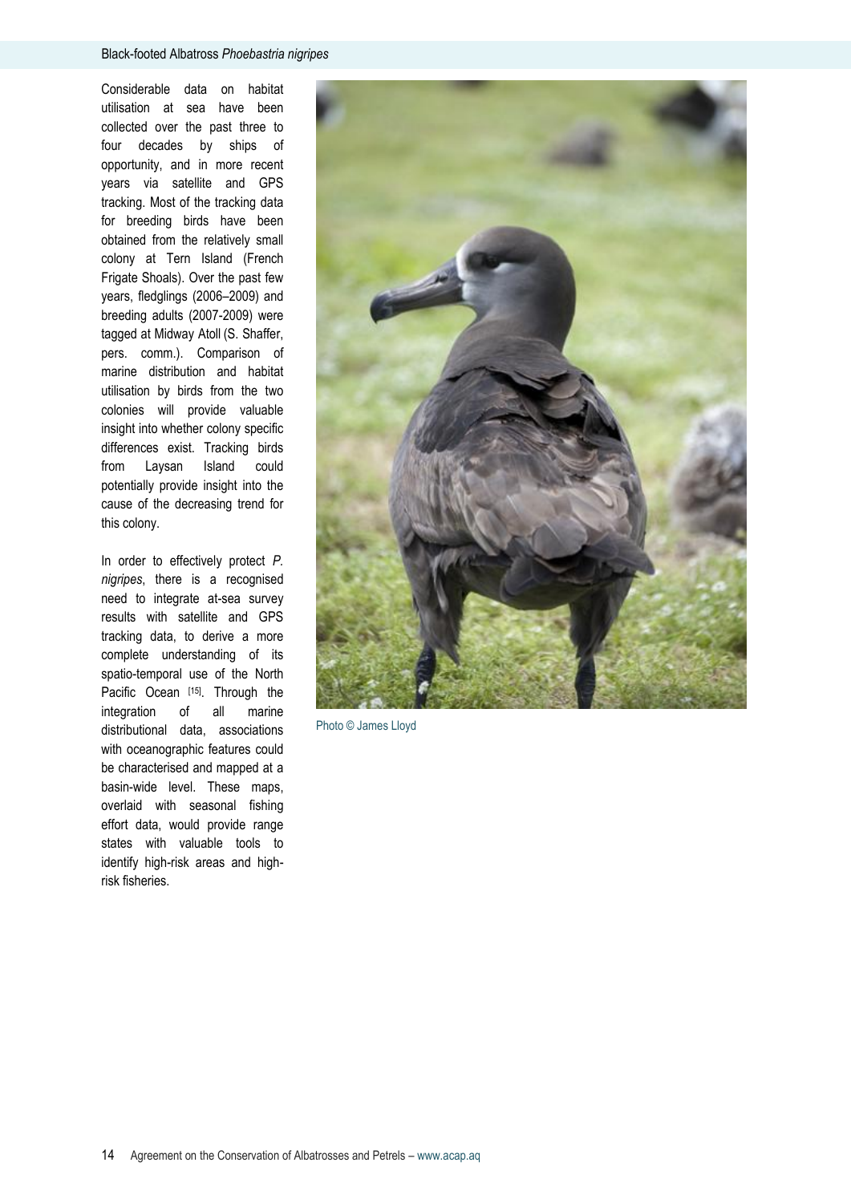Considerable data on habitat utilisation at sea have been collected over the past three to four decades by ships of opportunity, and in more recent years via satellite and GPS tracking. Most of the tracking data for breeding birds have been obtained from the relatively small colony at Tern Island (French Frigate Shoals). Over the past few years, fledglings (2006–2009) and breeding adults (2007-2009) were tagged at Midway Atoll (S. Shaffer, pers. comm.). Comparison of marine distribution and habitat utilisation by birds from the two colonies will provide valuable insight into whether colony specific differences exist. Tracking birds from Laysan Island could potentially provide insight into the cause of the decreasing trend for this colony.

In order to effectively protect *P. nigripes*, there is a recognised need to integrate at-sea survey results with satellite and GPS tracking data, to derive a more complete understanding of its spatio-temporal use of the North Pacific Ocean [15]. Through the integration of all marine distributional data, associations with oceanographic features could be characterised and mapped at a basin-wide level. These maps, overlaid with seasonal fishing effort data, would provide range states with valuable tools to identify high-risk areas and high-risk fisheries.

Photo © James Lloyd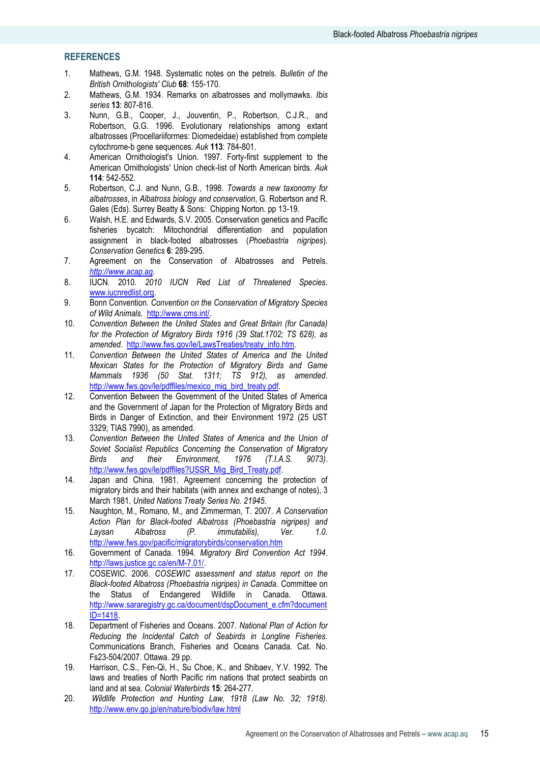## REFERENCES

1. Mathews, G.M. 1948. Systematic notes on the petrels. *Bulletin of the British Ornithologists' Club* **68**: 155-170.
2. Mathews, G.M. 1934. Remarks on albatrosses and mollymawks. *Ibis series* **13**: 807-816.
3. Nunn, G.B., Cooper, J., Jouventin, P., Robertson, C.J.R., and Robertson, G.G. 1996. Evolutionary relationships among extant albatrosses (Procellariiformes: Diomedeidae) established from complete cytochrome-b gene sequences. *Auk* **113**: 784-801.
4. American Ornithologist's Union. 1997. Forty-first supplement to the American Ornithologists' Union check-list of North American birds. *Auk* **114**: 542-552.
5. Robertson, C.J. and Nunn, G.B., 1998. *Towards a new taxonomy for albatrosses*, in *Albatross biology and conservation*, G. Robertson and R. Gales (Eds). Surrey Beatty & Sons: Chipping Norton. pp 13-19.
6. Walsh, H.E. and Edwards, S.V. 2005. Conservation genetics and Pacific fisheries bycatch: Mitochondrial differentiation and population assignment in black-footed albatrosses (*Phoebastria nigripes*). *Conservation Genetics* **6**: 289-295.
7. Agreement on the Conservation of Albatrosses and Petrels. *http://www.acap.aq*.
8. IUCN. 2010. *2010 IUCN Red List of Threatened Species*. www.iucnredlist.org.
9. Bonn Convention. *Convention on the Conservation of Migratory Species of Wild Animals*. http://www.cms.int/.
10. *Convention Between the United States and Great Britain (for Canada) for the Protection of Migratory Birds 1916 (39 Stat.1702; TS 628), as amended*. http://www.fws.gov/le/LawsTreaties/treaty_info.htm.
11. *Convention Between the United States of America and the United Mexican States for the Protection of Migratory Birds and Game Mammals 1936 (50 Stat. 1311; TS 912), as amended*. http://www.fws.gov/le/pdffiles/mexico_mig_bird_treaty.pdf.
12. Convention Between the Government of the United States of America and the Government of Japan for the Protection of Migratory Birds and Birds in Danger of Extinction, and their Environment 1972 (25 UST 3329; TIAS 7990), as amended.
13. *Convention Between the United States of America and the Union of Soviet Socialist Republics Concerning the Conservation of Migratory Birds and their Environment, 1976 (T.I.A.S. 9073)*. http://www.fws.gov/le/pdffiles/USSR_Mig_Bird_Treaty.pdf.
14. Japan and China. 1981. Agreement concerning the protection of migratory birds and their habitats (with annex and exchange of notes), 3 March 1981. *United Nations Treaty Series No. 21945.*
15. Naughton, M., Romano, M., and Zimmerman, T. 2007. *A Conservation Action Plan for Black-footed Albatross (Phoebastria nigripes) and Laysan Albatross (P. immutabilis), Ver. 1.0.* http://www.fws.gov/pacific/migratorybirds/conservation.htm
16. Government of Canada. 1994. *Migratory Bird Convention Act 1994*. http://laws.justice.gc.ca/en/M-7.01/.
17. COSEWIC. 2006. *COSEWIC assessment and status report on the Black-footed Albatross (Phoebastria nigripes) in Canada.* Committee on the Status of Endangered Wildlife in Canada. Ottawa. http://www.sararegistry.gc.ca/document/dspDocument_e.cfm?documentID=1418.
18. Department of Fisheries and Oceans. 2007. *National Plan of Action for Reducing the Incidental Catch of Seabirds in Longline Fisheries.* Communications Branch, Fisheries and Oceans Canada. Cat. No. Fs23-504/2007. Ottawa. 29 pp.
19. Harrison, C.S., Fen-Qi, H., Su Choe, K., and Shibaev, Y.V. 1992. The laws and treaties of North Pacific rim nations that protect seabirds on land and at sea. *Colonial Waterbirds* **15**: 264-277.
20. *Wildlife Protection and Hunting Law, 1918 (Law No. 32; 1918).* http://www.env.go.jp/en/nature/biodiv/law.html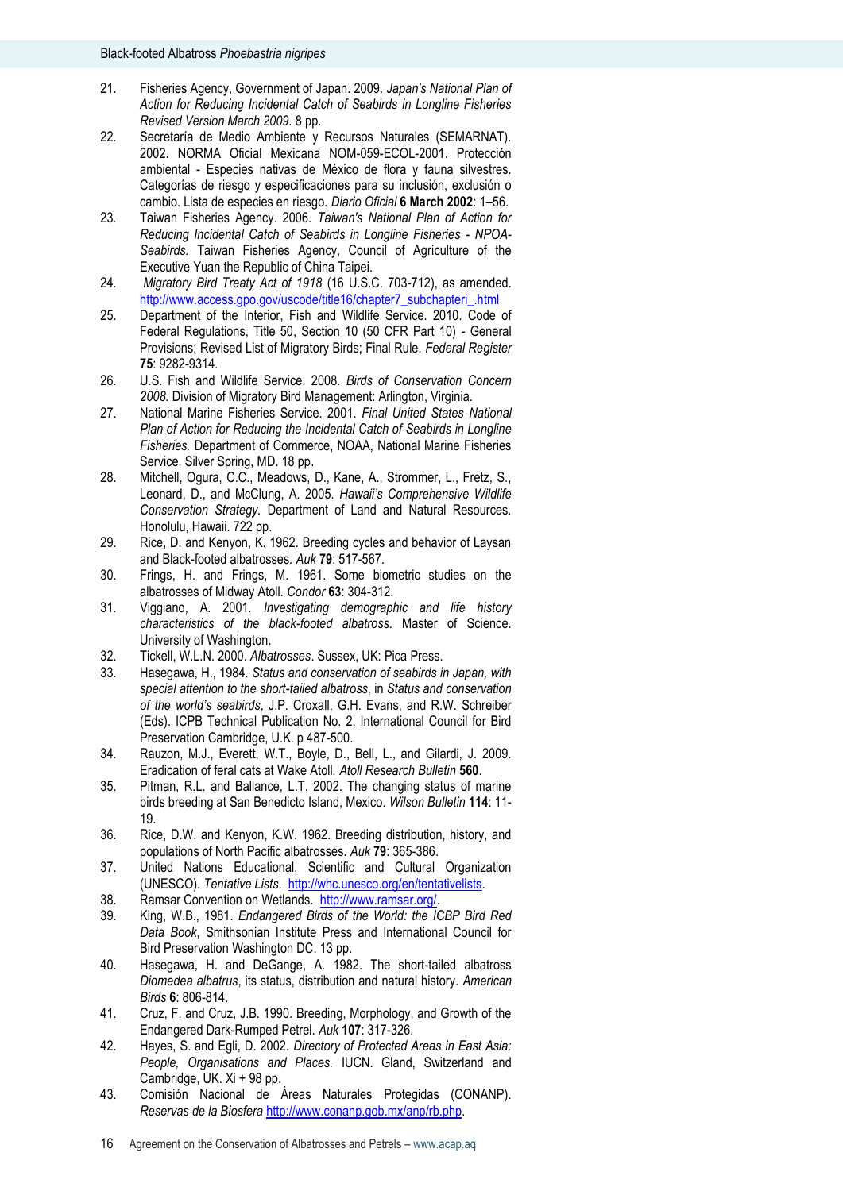21. Fisheries Agency, Government of Japan. 2009. *Japan's National Plan of Action for Reducing Incidental Catch of Seabirds in Longline Fisheries Revised Version March 2009.* 8 pp.
22. Secretaría de Medio Ambiente y Recursos Naturales (SEMARNAT). 2002. NORMA Oficial Mexicana NOM-059-ECOL-2001. Protección ambiental - Especies nativas de México de flora y fauna silvestres. Categorías de riesgo y especificaciones para su inclusión, exclusión o cambio. Lista de especies en riesgo. *Diario Oficial* **6 March 2002**: 1–56.
23. Taiwan Fisheries Agency. 2006. *Taiwan's National Plan of Action for Reducing Incidental Catch of Seabirds in Longline Fisheries - NPOA-Seabirds.* Taiwan Fisheries Agency, Council of Agriculture of the Executive Yuan the Republic of China Taipei.
24. *Migratory Bird Treaty Act of 1918* (16 U.S.C. 703-712), as amended. http://www.access.gpo.gov/uscode/title16/chapter7_subchapteri_.html
25. Department of the Interior, Fish and Wildlife Service. 2010. Code of Federal Regulations, Title 50, Section 10 (50 CFR Part 10) - General Provisions; Revised List of Migratory Birds; Final Rule. *Federal Register* **75**: 9282-9314.
26. U.S. Fish and Wildlife Service. 2008. *Birds of Conservation Concern 2008.* Division of Migratory Bird Management: Arlington, Virginia.
27. National Marine Fisheries Service. 2001. *Final United States National Plan of Action for Reducing the Incidental Catch of Seabirds in Longline Fisheries.* Department of Commerce, NOAA, National Marine Fisheries Service. Silver Spring, MD. 18 pp.
28. Mitchell, Ogura, C.C., Meadows, D., Kane, A., Strommer, L., Fretz, S., Leonard, D., and McClung, A. 2005. *Hawaii's Comprehensive Wildlife Conservation Strategy.* Department of Land and Natural Resources. Honolulu, Hawaii. 722 pp.
29. Rice, D. and Kenyon, K. 1962. Breeding cycles and behavior of Laysan and Black-footed albatrosses. *Auk* **79**: 517-567.
30. Frings, H. and Frings, M. 1961. Some biometric studies on the albatrosses of Midway Atoll. *Condor* **63**: 304-312.
31. Viggiano, A. 2001. *Investigating demographic and life history characteristics of the black-footed albatross*. Master of Science. University of Washington.
32. Tickell, W.L.N. 2000. *Albatrosses*. Sussex, UK: Pica Press.
33. Hasegawa, H., 1984. *Status and conservation of seabirds in Japan, with special attention to the short-tailed albatross*, in *Status and conservation of the world's seabirds*, J.P. Croxall, G.H. Evans, and R.W. Schreiber (Eds). ICPB Technical Publication No. 2. International Council for Bird Preservation Cambridge, U.K. p 487-500.
34. Rauzon, M.J., Everett, W.T., Boyle, D., Bell, L., and Gilardi, J. 2009. Eradication of feral cats at Wake Atoll. *Atoll Research Bulletin* **560**.
35. Pitman, R.L. and Ballance, L.T. 2002. The changing status of marine birds breeding at San Benedicto Island, Mexico. *Wilson Bulletin* **114**: 11-19.
36. Rice, D.W. and Kenyon, K.W. 1962. Breeding distribution, history, and populations of North Pacific albatrosses. *Auk* **79**: 365-386.
37. United Nations Educational, Scientific and Cultural Organization (UNESCO). *Tentative Lists*. http://whc.unesco.org/en/tentativelists.
38. Ramsar Convention on Wetlands. http://www.ramsar.org/.
39. King, W.B., 1981. *Endangered Birds of the World: the ICBP Bird Red Data Book*, Smithsonian Institute Press and International Council for Bird Preservation Washington DC. 13 pp.
40. Hasegawa, H. and DeGange, A. 1982. The short-tailed albatross *Diomedea albatrus*, its status, distribution and natural history. *American Birds* **6**: 806-814.
41. Cruz, F. and Cruz, J.B. 1990. Breeding, Morphology, and Growth of the Endangered Dark-Rumped Petrel. *Auk* **107**: 317-326.
42. Hayes, S. and Egli, D. 2002. *Directory of Protected Areas in East Asia: People, Organisations and Places.* IUCN. Gland, Switzerland and Cambridge, UK. Xi + 98 pp.
43. Comisión Nacional de Áreas Naturales Protegidas (CONANP). *Reservas de la Biosfera* http://www.conanp.gob.mx/anp/rb.php.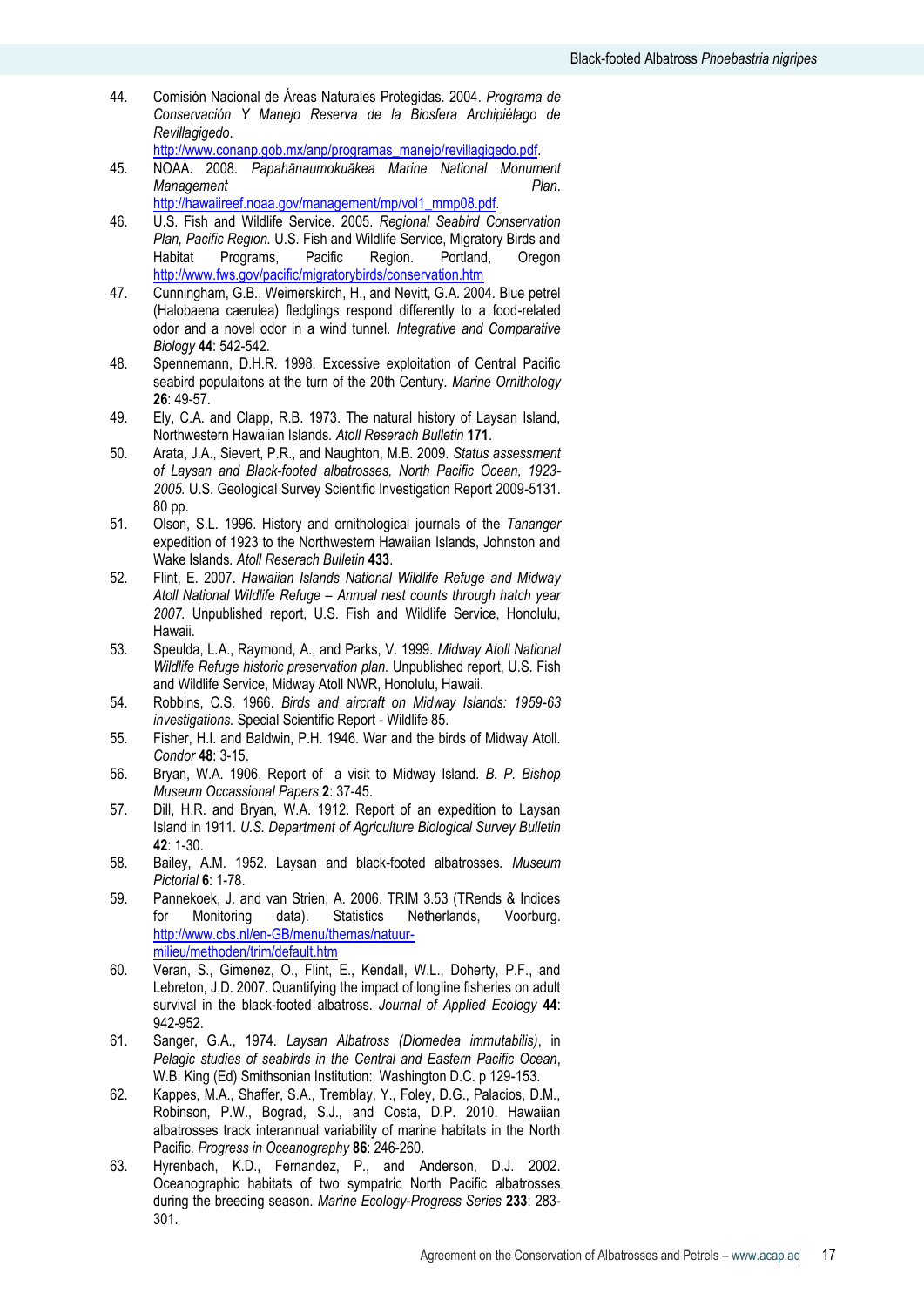44. Comisión Nacional de Áreas Naturales Protegidas. 2004. *Programa de Conservación Y Manejo Reserva de la Biosfera Archipiélago de Revillagigedo*. http://www.conanp.gob.mx/anp/programas_manejo/revillagigedo.pdf.
45. NOAA. 2008. *Papahānaumokuākea Marine National Monument Management Plan*. http://hawaiireef.noaa.gov/management/mp/vol1_mmp08.pdf.
46. U.S. Fish and Wildlife Service. 2005. *Regional Seabird Conservation Plan, Pacific Region.* U.S. Fish and Wildlife Service, Migratory Birds and Habitat Programs, Pacific Region. Portland, Oregon http://www.fws.gov/pacific/migratorybirds/conservation.htm
47. Cunningham, G.B., Weimerskirch, H., and Nevitt, G.A. 2004. Blue petrel (Halobaena caerulea) fledglings respond differently to a food-related odor and a novel odor in a wind tunnel. *Integrative and Comparative Biology* **44**: 542-542.
48. Spennemann, D.H.R. 1998. Excessive exploitation of Central Pacific seabird populaitons at the turn of the 20th Century. *Marine Ornithology* **26**: 49-57.
49. Ely, C.A. and Clapp, R.B. 1973. The natural history of Laysan Island, Northwestern Hawaiian Islands. *Atoll Reserach Bulletin* **171**.
50. Arata, J.A., Sievert, P.R., and Naughton, M.B. 2009. *Status assessment of Laysan and Black-footed albatrosses, North Pacific Ocean, 1923-2005.* U.S. Geological Survey Scientific Investigation Report 2009-5131. 80 pp.
51. Olson, S.L. 1996. History and ornithological journals of the *Tananger* expedition of 1923 to the Northwestern Hawaiian Islands, Johnston and Wake Islands. *Atoll Reserach Bulletin* **433**.
52. Flint, E. 2007. *Hawaiian Islands National Wildlife Refuge and Midway Atoll National Wildlife Refuge – Annual nest counts through hatch year 2007.* Unpublished report, U.S. Fish and Wildlife Service, Honolulu, Hawaii.
53. Speulda, L.A., Raymond, A., and Parks, V. 1999. *Midway Atoll National Wildlife Refuge historic preservation plan.* Unpublished report, U.S. Fish and Wildlife Service, Midway Atoll NWR, Honolulu, Hawaii.
54. Robbins, C.S. 1966. *Birds and aircraft on Midway Islands: 1959-63 investigations.* Special Scientific Report - Wildlife 85.
55. Fisher, H.I. and Baldwin, P.H. 1946. War and the birds of Midway Atoll. *Condor* **48**: 3-15.
56. Bryan, W.A. 1906. Report of a visit to Midway Island. *B. P. Bishop Museum Occassional Papers* **2**: 37-45.
57. Dill, H.R. and Bryan, W.A. 1912. Report of an expedition to Laysan Island in 1911. *U.S. Department of Agriculture Biological Survey Bulletin* **42**: 1-30.
58. Bailey, A.M. 1952. Laysan and black-footed albatrosses. *Museum Pictorial* **6**: 1-78.
59. Pannekoek, J. and van Strien, A. 2006. TRIM 3.53 (TRends & Indices for Monitoring data). Statistics Netherlands, Voorburg. http://www.cbs.nl/en-GB/menu/themas/natuur-milieu/methoden/trim/default.htm
60. Veran, S., Gimenez, O., Flint, E., Kendall, W.L., Doherty, P.F., and Lebreton, J.D. 2007. Quantifying the impact of longline fisheries on adult survival in the black-footed albatross. *Journal of Applied Ecology* **44**: 942-952.
61. Sanger, G.A., 1974. *Laysan Albatross (Diomedea immutabilis)*, in *Pelagic studies of seabirds in the Central and Eastern Pacific Ocean*, W.B. King (Ed) Smithsonian Institution: Washington D.C. p 129-153.
62. Kappes, M.A., Shaffer, S.A., Tremblay, Y., Foley, D.G., Palacios, D.M., Robinson, P.W., Bograd, S.J., and Costa, D.P. 2010. Hawaiian albatrosses track interannual variability of marine habitats in the North Pacific. *Progress in Oceanography* **86**: 246-260.
63. Hyrenbach, K.D., Fernandez, P., and Anderson, D.J. 2002. Oceanographic habitats of two sympatric North Pacific albatrosses during the breeding season. *Marine Ecology-Progress Series* **233**: 283-301.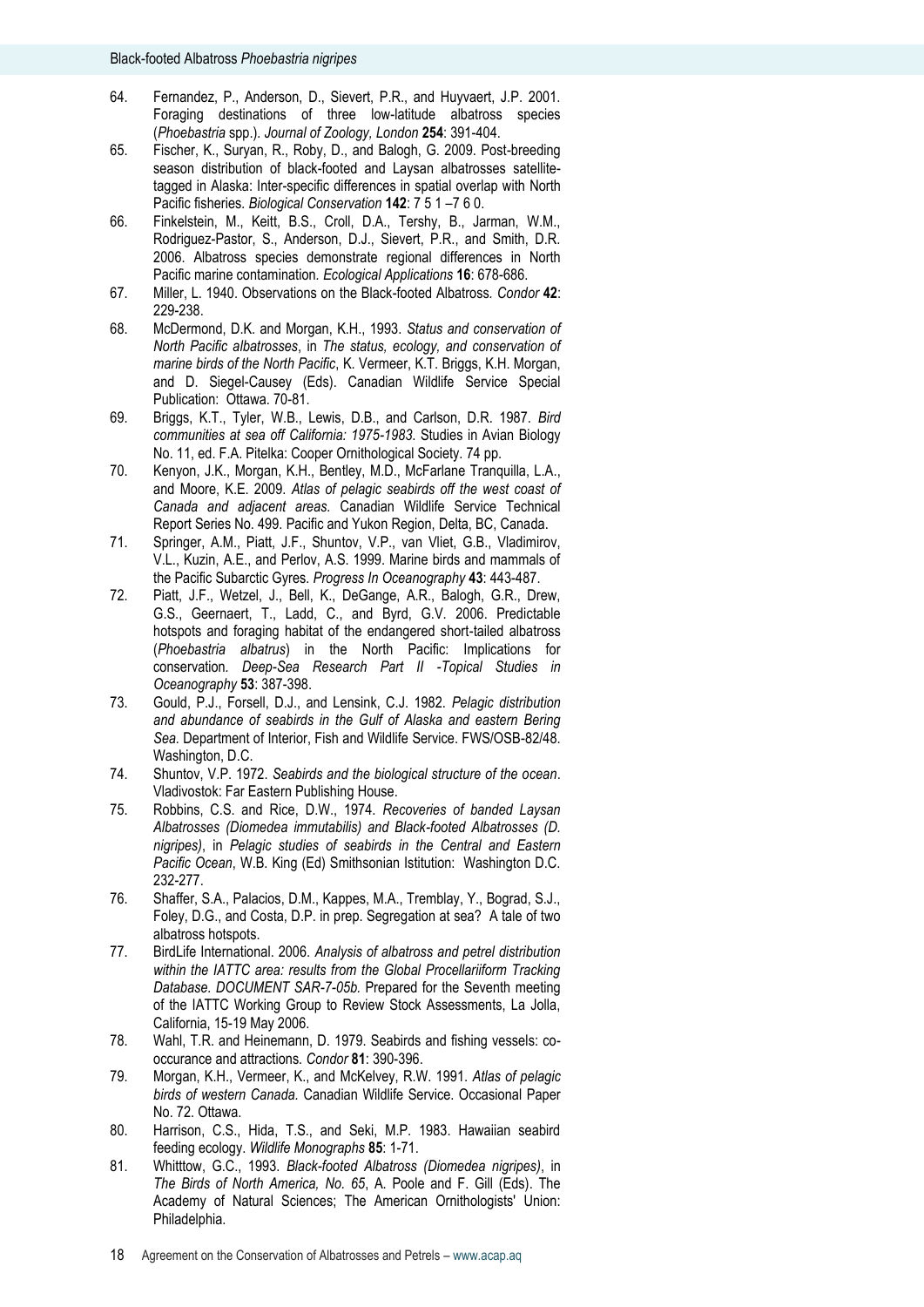64. Fernandez, P., Anderson, D., Sievert, P.R., and Huyvaert, J.P. 2001. Foraging destinations of three low-latitude albatross species (*Phoebastria* spp.). *Journal of Zoology, London* **254**: 391-404.
65. Fischer, K., Suryan, R., Roby, D., and Balogh, G. 2009. Post-breeding season distribution of black-footed and Laysan albatrosses satellite-tagged in Alaska: Inter-specific differences in spatial overlap with North Pacific fisheries. *Biological Conservation* **142**: 7 5 1 –7 6 0.
66. Finkelstein, M., Keitt, B.S., Croll, D.A., Tershy, B., Jarman, W.M., Rodriguez-Pastor, S., Anderson, D.J., Sievert, P.R., and Smith, D.R. 2006. Albatross species demonstrate regional differences in North Pacific marine contamination. *Ecological Applications* **16**: 678-686.
67. Miller, L. 1940. Observations on the Black-footed Albatross. *Condor* **42**: 229-238.
68. McDermond, D.K. and Morgan, K.H., 1993. *Status and conservation of North Pacific albatrosses*, in *The status, ecology, and conservation of marine birds of the North Pacific*, K. Vermeer, K.T. Briggs, K.H. Morgan, and D. Siegel-Causey (Eds). Canadian Wildlife Service Special Publication: Ottawa. 70-81.
69. Briggs, K.T., Tyler, W.B., Lewis, D.B., and Carlson, D.R. 1987. *Bird communities at sea off California: 1975-1983.* Studies in Avian Biology No. 11, ed. F.A. Pitelka: Cooper Ornithological Society. 74 pp.
70. Kenyon, J.K., Morgan, K.H., Bentley, M.D., McFarlane Tranquilla, L.A., and Moore, K.E. 2009. *Atlas of pelagic seabirds off the west coast of Canada and adjacent areas.* Canadian Wildlife Service Technical Report Series No. 499. Pacific and Yukon Region, Delta, BC, Canada.
71. Springer, A.M., Piatt, J.F., Shuntov, V.P., van Vliet, G.B., Vladimirov, V.L., Kuzin, A.E., and Perlov, A.S. 1999. Marine birds and mammals of the Pacific Subarctic Gyres. *Progress In Oceanography* **43**: 443-487.
72. Piatt, J.F., Wetzel, J., Bell, K., DeGange, A.R., Balogh, G.R., Drew, G.S., Geernaert, T., Ladd, C., and Byrd, G.V. 2006. Predictable hotspots and foraging habitat of the endangered short-tailed albatross (*Phoebastria albatrus*) in the North Pacific: Implications for conservation. *Deep-Sea Research Part II -Topical Studies in Oceanography* **53**: 387-398.
73. Gould, P.J., Forsell, D.J., and Lensink, C.J. 1982. *Pelagic distribution and abundance of seabirds in the Gulf of Alaska and eastern Bering Sea.* Department of Interior, Fish and Wildlife Service. FWS/OSB-82/48. Washington, D.C.
74. Shuntov, V.P. 1972. *Seabirds and the biological structure of the ocean*. Vladivostok: Far Eastern Publishing House.
75. Robbins, C.S. and Rice, D.W., 1974. *Recoveries of banded Laysan Albatrosses (Diomedea immutabilis) and Black-footed Albatrosses (D. nigripes)*, in *Pelagic studies of seabirds in the Central and Eastern Pacific Ocean*, W.B. King (Ed) Smithsonian Istitution: Washington D.C. 232-277.
76. Shaffer, S.A., Palacios, D.M., Kappes, M.A., Tremblay, Y., Bograd, S.J., Foley, D.G., and Costa, D.P. in prep. Segregation at sea? A tale of two albatross hotspots.
77. BirdLife International. 2006. *Analysis of albatross and petrel distribution within the IATTC area: results from the Global Procellariiform Tracking Database. DOCUMENT SAR-7-05b.* Prepared for the Seventh meeting of the IATTC Working Group to Review Stock Assessments, La Jolla, California, 15-19 May 2006.
78. Wahl, T.R. and Heinemann, D. 1979. Seabirds and fishing vessels: co-occurance and attractions. *Condor* **81**: 390-396.
79. Morgan, K.H., Vermeer, K., and McKelvey, R.W. 1991. *Atlas of pelagic birds of western Canada.* Canadian Wildlife Service. Occasional Paper No. 72. Ottawa.
80. Harrison, C.S., Hida, T.S., and Seki, M.P. 1983. Hawaiian seabird feeding ecology. *Wildlife Monographs* **85**: 1-71.
81. Whitttow, G.C., 1993. *Black-footed Albatross (Diomedea nigripes)*, in *The Birds of North America, No. 65*, A. Poole and F. Gill (Eds). The Academy of Natural Sciences; The American Ornithologists' Union: Philadelphia.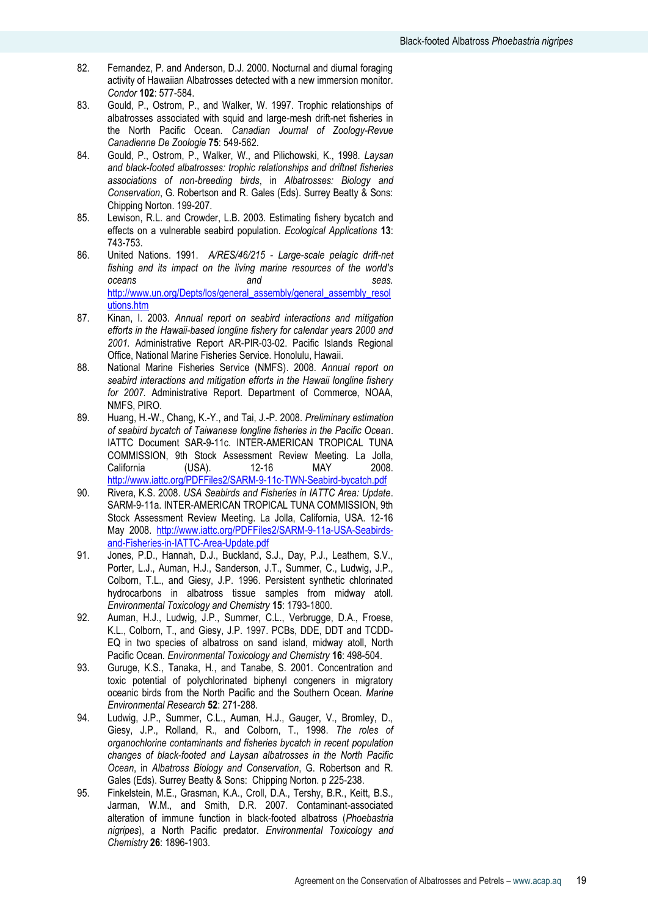82. Fernandez, P. and Anderson, D.J. 2000. Nocturnal and diurnal foraging activity of Hawaiian Albatrosses detected with a new immersion monitor. *Condor* **102**: 577-584.
83. Gould, P., Ostrom, P., and Walker, W. 1997. Trophic relationships of albatrosses associated with squid and large-mesh drift-net fisheries in the North Pacific Ocean. *Canadian Journal of Zoology-Revue Canadienne De Zoologie* **75**: 549-562.
84. Gould, P., Ostrom, P., Walker, W., and Pilichowski, K., 1998. *Laysan and black-footed albatrosses: trophic relationships and driftnet fisheries associations of non-breeding birds*, in *Albatrosses: Biology and Conservation*, G. Robertson and R. Gales (Eds). Surrey Beatty & Sons: Chipping Norton. 199-207.
85. Lewison, R.L. and Crowder, L.B. 2003. Estimating fishery bycatch and effects on a vulnerable seabird population. *Ecological Applications* **13**: 743-753.
86. United Nations. 1991. *A/RES/46/215 - Large-scale pelagic drift-net fishing and its impact on the living marine resources of the world's oceans and seas.* http://www.un.org/Depts/los/general_assembly/general_assembly_resolutions.htm
87. Kinan, I. 2003. *Annual report on seabird interactions and mitigation efforts in the Hawaii-based longline fishery for calendar years 2000 and 2001.* Administrative Report AR-PIR-03-02. Pacific Islands Regional Office, National Marine Fisheries Service. Honolulu, Hawaii.
88. National Marine Fisheries Service (NMFS). 2008. *Annual report on seabird interactions and mitigation efforts in the Hawaii longline fishery for 2007.* Administrative Report. Department of Commerce, NOAA, NMFS, PIRO.
89. Huang, H.-W., Chang, K.-Y., and Tai, J.-P. 2008. *Preliminary estimation of seabird bycatch of Taiwanese longline fisheries in the Pacific Ocean*. IATTC Document SAR-9-11c. INTER-AMERICAN TROPICAL TUNA COMMISSION, 9th Stock Assessment Review Meeting. La Jolla, California (USA). 12-16 MAY 2008. http://www.iattc.org/PDFFiles2/SARM-9-11c-TWN-Seabird-bycatch.pdf
90. Rivera, K.S. 2008. *USA Seabirds and Fisheries in IATTC Area: Update*. SARM-9-11a. INTER-AMERICAN TROPICAL TUNA COMMISSION, 9th Stock Assessment Review Meeting. La Jolla, California, USA. 12-16 May 2008. http://www.iattc.org/PDFFiles2/SARM-9-11a-USA-Seabirds-and-Fisheries-in-IATTC-Area-Update.pdf
91. Jones, P.D., Hannah, D.J., Buckland, S.J., Day, P.J., Leathem, S.V., Porter, L.J., Auman, H.J., Sanderson, J.T., Summer, C., Ludwig, J.P., Colborn, T.L., and Giesy, J.P. 1996. Persistent synthetic chlorinated hydrocarbons in albatross tissue samples from midway atoll. *Environmental Toxicology and Chemistry* **15**: 1793-1800.
92. Auman, H.J., Ludwig, J.P., Summer, C.L., Verbrugge, D.A., Froese, K.L., Colborn, T., and Giesy, J.P. 1997. PCBs, DDE, DDT and TCDD-EQ in two species of albatross on sand island, midway atoll, North Pacific Ocean. *Environmental Toxicology and Chemistry* **16**: 498-504.
93. Guruge, K.S., Tanaka, H., and Tanabe, S. 2001. Concentration and toxic potential of polychlorinated biphenyl congeners in migratory oceanic birds from the North Pacific and the Southern Ocean. *Marine Environmental Research* **52**: 271-288.
94. Ludwig, J.P., Summer, C.L., Auman, H.J., Gauger, V., Bromley, D., Giesy, J.P., Rolland, R., and Colborn, T., 1998. *The roles of organochlorine contaminants and fisheries bycatch in recent population changes of black-footed and Laysan albatrosses in the North Pacific Ocean*, in *Albatross Biology and Conservation*, G. Robertson and R. Gales (Eds). Surrey Beatty & Sons: Chipping Norton. p 225-238.
95. Finkelstein, M.E., Grasman, K.A., Croll, D.A., Tershy, B.R., Keitt, B.S., Jarman, W.M., and Smith, D.R. 2007. Contaminant-associated alteration of immune function in black-footed albatross (*Phoebastria nigripes*), a North Pacific predator. *Environmental Toxicology and Chemistry* **26**: 1896-1903.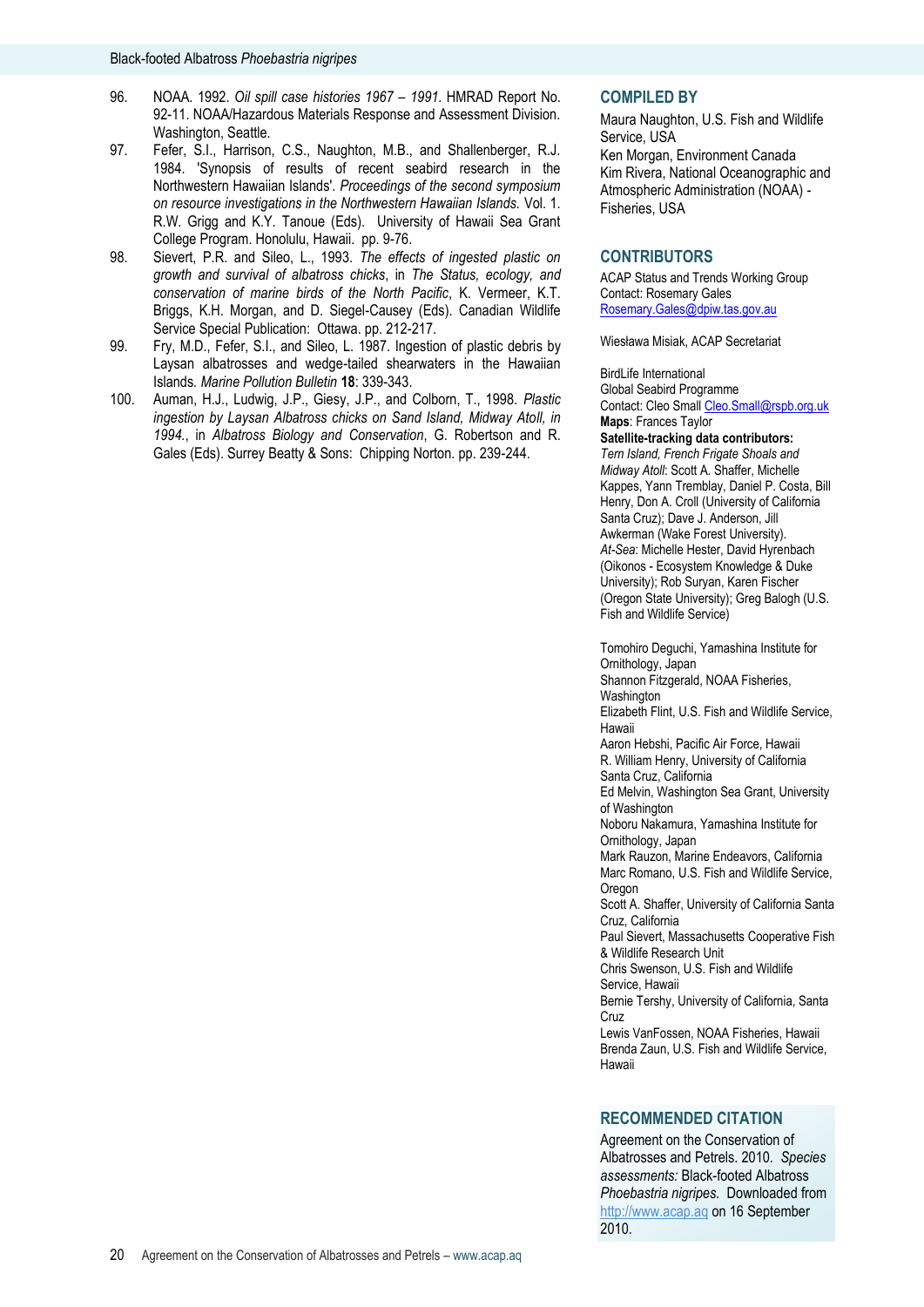96. NOAA. 1992. *Oil spill case histories 1967 – 1991.* HMRAD Report No. 92-11. NOAA/Hazardous Materials Response and Assessment Division. Washington, Seattle.
97. Fefer, S.I., Harrison, C.S., Naughton, M.B., and Shallenberger, R.J. 1984. 'Synopsis of results of recent seabird research in the Northwestern Hawaiian Islands'. *Proceedings of the second symposium on resource investigations in the Northwestern Hawaiian Islands.* Vol. 1. R.W. Grigg and K.Y. Tanoue (Eds). University of Hawaii Sea Grant College Program. Honolulu, Hawaii. pp. 9-76.
98. Sievert, P.R. and Sileo, L., 1993. *The effects of ingested plastic on growth and survival of albatross chicks*, in *The Status, ecology, and conservation of marine birds of the North Pacific*, K. Vermeer, K.T. Briggs, K.H. Morgan, and D. Siegel-Causey (Eds). Canadian Wildlife Service Special Publication: Ottawa. pp. 212-217.
99. Fry, M.D., Fefer, S.I., and Sileo, L. 1987. Ingestion of plastic debris by Laysan albatrosses and wedge-tailed shearwaters in the Hawaiian Islands. *Marine Pollution Bulletin* **18**: 339-343.
100. Auman, H.J., Ludwig, J.P., Giesy, J.P., and Colborn, T., 1998. *Plastic ingestion by Laysan Albatross chicks on Sand Island, Midway Atoll, in 1994.*, in *Albatross Biology and Conservation*, G. Robertson and R. Gales (Eds). Surrey Beatty & Sons: Chipping Norton. pp. 239-244.

## COMPILED BY

Maura Naughton, U.S. Fish and Wildlife Service, USA
Ken Morgan, Environment Canada
Kim Rivera, National Oceanographic and Atmospheric Administration (NOAA) - Fisheries, USA

## CONTRIBUTORS

ACAP Status and Trends Working Group
Contact: Rosemary Gales
Rosemary.Gales@dpiw.tas.gov.au

Wiesława Misiak, ACAP Secretariat

BirdLife International
Global Seabird Programme
Contact: Cleo Small Cleo.Small@rspb.org.uk
**Maps**: Frances Taylor
**Satellite-tracking data contributors:**
*Tern Island, French Frigate Shoals and Midway Atoll*: Scott A. Shaffer, Michelle Kappes, Yann Tremblay, Daniel P. Costa, Bill Henry, Don A. Croll (University of California Santa Cruz); Dave J. Anderson, Jill Awkerman (Wake Forest University).
*At-Sea*: Michelle Hester, David Hyrenbach (Oikonos - Ecosystem Knowledge & Duke University); Rob Suryan, Karen Fischer (Oregon State University); Greg Balogh (U.S. Fish and Wildlife Service)

Tomohiro Deguchi, Yamashina Institute for Ornithology, Japan
Shannon Fitzgerald, NOAA Fisheries, Washington
Elizabeth Flint, U.S. Fish and Wildlife Service, Hawaii
Aaron Hebshi, Pacific Air Force, Hawaii
R. William Henry, University of California Santa Cruz, California
Ed Melvin, Washington Sea Grant, University of Washington
Noboru Nakamura, Yamashina Institute for Ornithology, Japan
Mark Rauzon, Marine Endeavors, California
Marc Romano, U.S. Fish and Wildlife Service, Oregon
Scott A. Shaffer, University of California Santa Cruz, California
Paul Sievert, Massachusetts Cooperative Fish & Wildlife Research Unit
Chris Swenson, U.S. Fish and Wildlife Service, Hawaii
Bernie Tershy, University of California, Santa Cruz
Lewis VanFossen, NOAA Fisheries, Hawaii
Brenda Zaun, U.S. Fish and Wildlife Service, Hawaii

## RECOMMENDED CITATION

Agreement on the Conservation of Albatrosses and Petrels. 2010. *Species assessments:* Black-footed Albatross *Phoebastria nigripes.* Downloaded from http://www.acap.aq on 16 September 2010.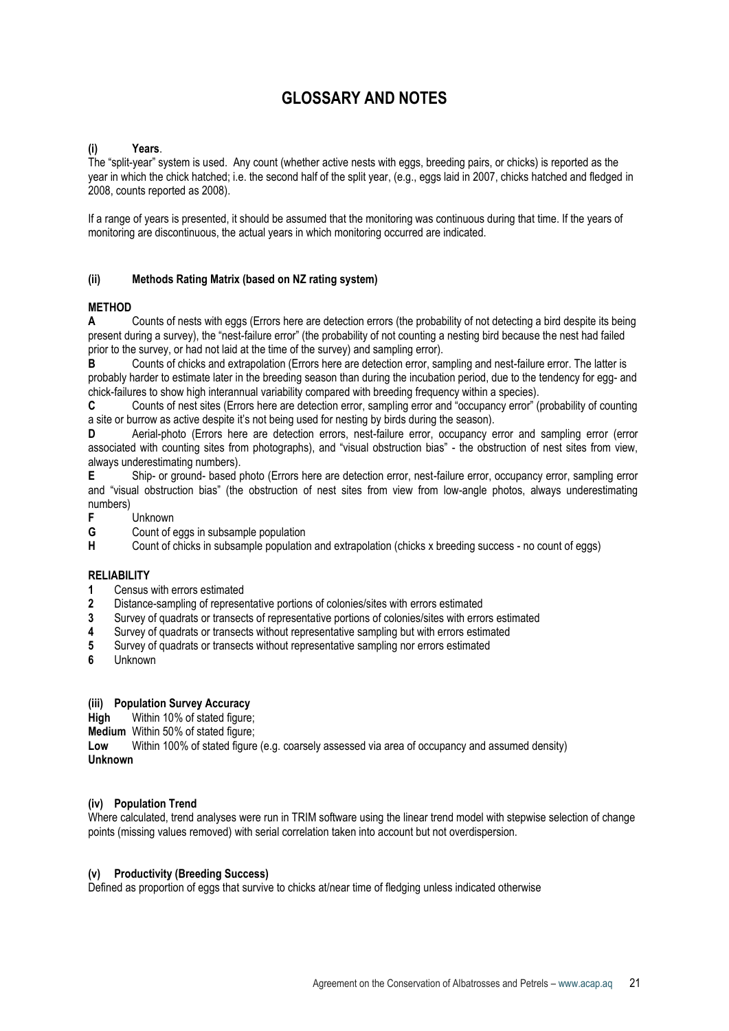# GLOSSARY AND NOTES

**(i) Years**.

The "split-year" system is used. Any count (whether active nests with eggs, breeding pairs, or chicks) is reported as the year in which the chick hatched; i.e. the second half of the split year, (e.g., eggs laid in 2007, chicks hatched and fledged in 2008, counts reported as 2008).

If a range of years is presented, it should be assumed that the monitoring was continuous during that time. If the years of monitoring are discontinuous, the actual years in which monitoring occurred are indicated.

**(ii) Methods Rating Matrix (based on NZ rating system)**

**METHOD**

**A** Counts of nests with eggs (Errors here are detection errors (the probability of not detecting a bird despite its being present during a survey), the "nest-failure error" (the probability of not counting a nesting bird because the nest had failed prior to the survey, or had not laid at the time of the survey) and sampling error).

**B** Counts of chicks and extrapolation (Errors here are detection error, sampling and nest-failure error. The latter is probably harder to estimate later in the breeding season than during the incubation period, due to the tendency for egg- and chick-failures to show high interannual variability compared with breeding frequency within a species).

**C** Counts of nest sites (Errors here are detection error, sampling error and "occupancy error" (probability of counting a site or burrow as active despite it's not being used for nesting by birds during the season).

**D** Aerial-photo (Errors here are detection errors, nest-failure error, occupancy error and sampling error (error associated with counting sites from photographs), and "visual obstruction bias" - the obstruction of nest sites from view, always underestimating numbers).

**E** Ship- or ground- based photo (Errors here are detection error, nest-failure error, occupancy error, sampling error and "visual obstruction bias" (the obstruction of nest sites from view from low-angle photos, always underestimating numbers)

**F** Unknown

**G** Count of eggs in subsample population

**H** Count of chicks in subsample population and extrapolation (chicks x breeding success - no count of eggs)

**RELIABILITY**

**1** Census with errors estimated

**2** Distance-sampling of representative portions of colonies/sites with errors estimated

**3** Survey of quadrats or transects of representative portions of colonies/sites with errors estimated

**4** Survey of quadrats or transects without representative sampling but with errors estimated

**5** Survey of quadrats or transects without representative sampling nor errors estimated

**6** Unknown

**(iii) Population Survey Accuracy**

**High** Within 10% of stated figure;

**Medium** Within 50% of stated figure;

**Low** Within 100% of stated figure (e.g. coarsely assessed via area of occupancy and assumed density)

**Unknown**

**(iv) Population Trend**

Where calculated, trend analyses were run in TRIM software using the linear trend model with stepwise selection of change points (missing values removed) with serial correlation taken into account but not overdispersion.

**(v) Productivity (Breeding Success)**

Defined as proportion of eggs that survive to chicks at/near time of fledging unless indicated otherwise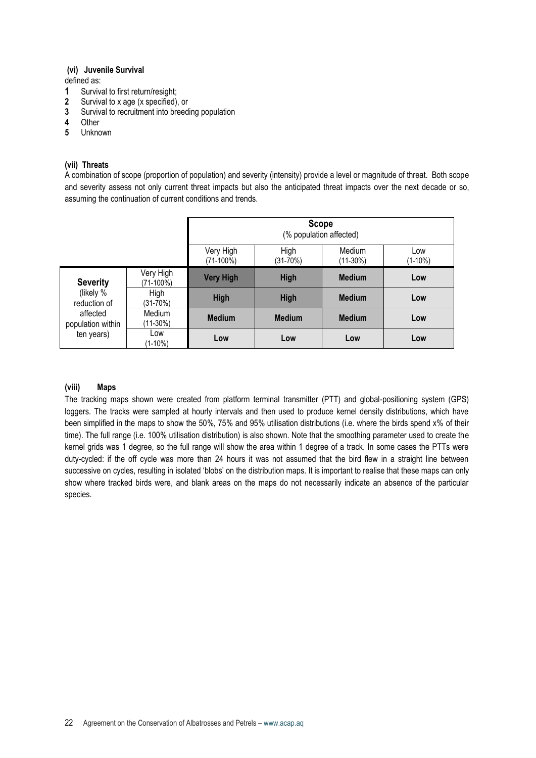### (vi) Juvenile Survival

defined as:

**1** Survival to first return/resight;
**2** Survival to x age (x specified), or
**3** Survival to recruitment into breeding population
**4** Other
**5** Unknown

### (vii) Threats

A combination of scope (proportion of population) and severity (intensity) provide a level or magnitude of threat. Both scope and severity assess not only current threat impacts but also the anticipated threat impacts over the next decade or so, assuming the continuation of current conditions and trends.

| | | **Scope** (% population affected) | | | |
|---|---|---|---|---|---|
| | | Very High (71-100%) | High (31-70%) | Medium (11-30%) | Low (1-10%) |
| **Severity** (likely % reduction of affected population within ten years) | Very High (71-100%) | **Very High** | **High** | **Medium** | **Low** |
| | High (31-70%) | **High** | **High** | **Medium** | **Low** |
| | Medium (11-30%) | **Medium** | **Medium** | **Medium** | **Low** |
| | Low (1-10%) | **Low** | **Low** | **Low** | **Low** |

### (viii) Maps

The tracking maps shown were created from platform terminal transmitter (PTT) and global-positioning system (GPS) loggers. The tracks were sampled at hourly intervals and then used to produce kernel density distributions, which have been simplified in the maps to show the 50%, 75% and 95% utilisation distributions (i.e. where the birds spend x% of their time). The full range (i.e. 100% utilisation distribution) is also shown. Note that the smoothing parameter used to create the kernel grids was 1 degree, so the full range will show the area within 1 degree of a track. In some cases the PTTs were duty-cycled: if the off cycle was more than 24 hours it was not assumed that the bird flew in a straight line between successive on cycles, resulting in isolated 'blobs' on the distribution maps. It is important to realise that these maps can only show where tracked birds were, and blank areas on the maps do not necessarily indicate an absence of the particular species.